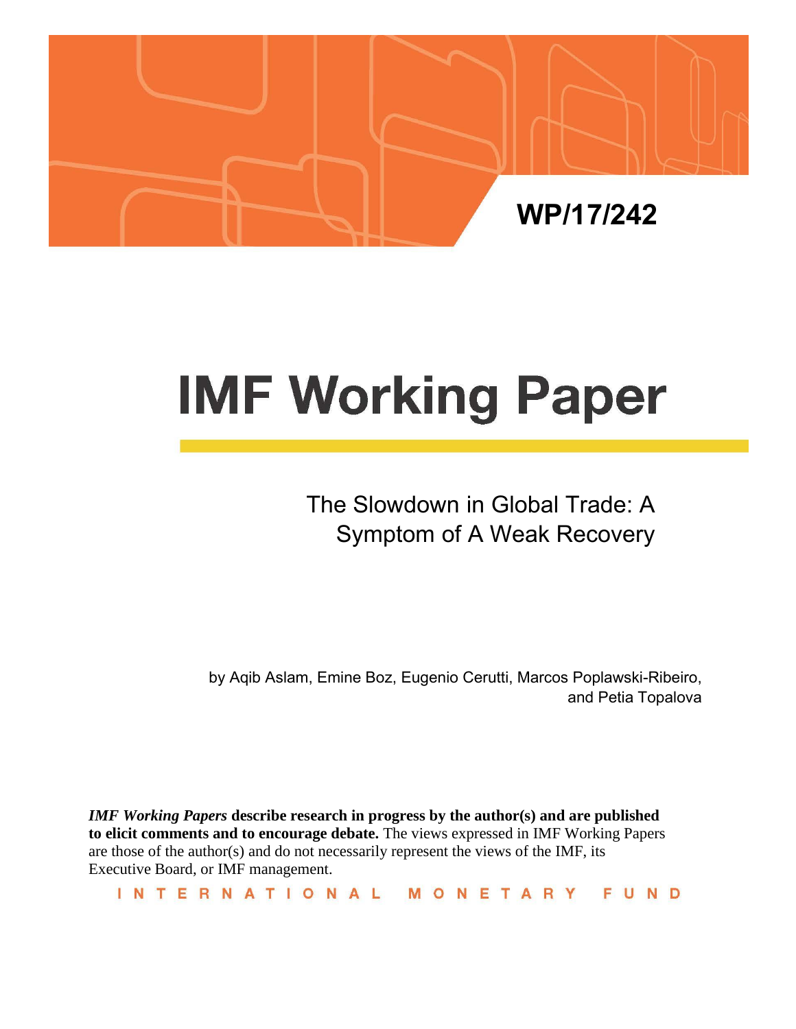WP/17/242

# IMF Working Paper

## The Slowdown in Global Trade: A Symptom of A Weak Recovery

by Aqib Aslam, Emine Boz, Eugenio Cerutti, Marcos Poplawski-Ribeiro, and Petia Topalova

***IMF Working Papers* describe research in progress by the author(s) and are published to elicit comments and to encourage debate.** The views expressed in IMF Working Papers are those of the author(s) and do not necessarily represent the views of the IMF, its Executive Board, or IMF management.

INTERNATIONAL MONETARY FUND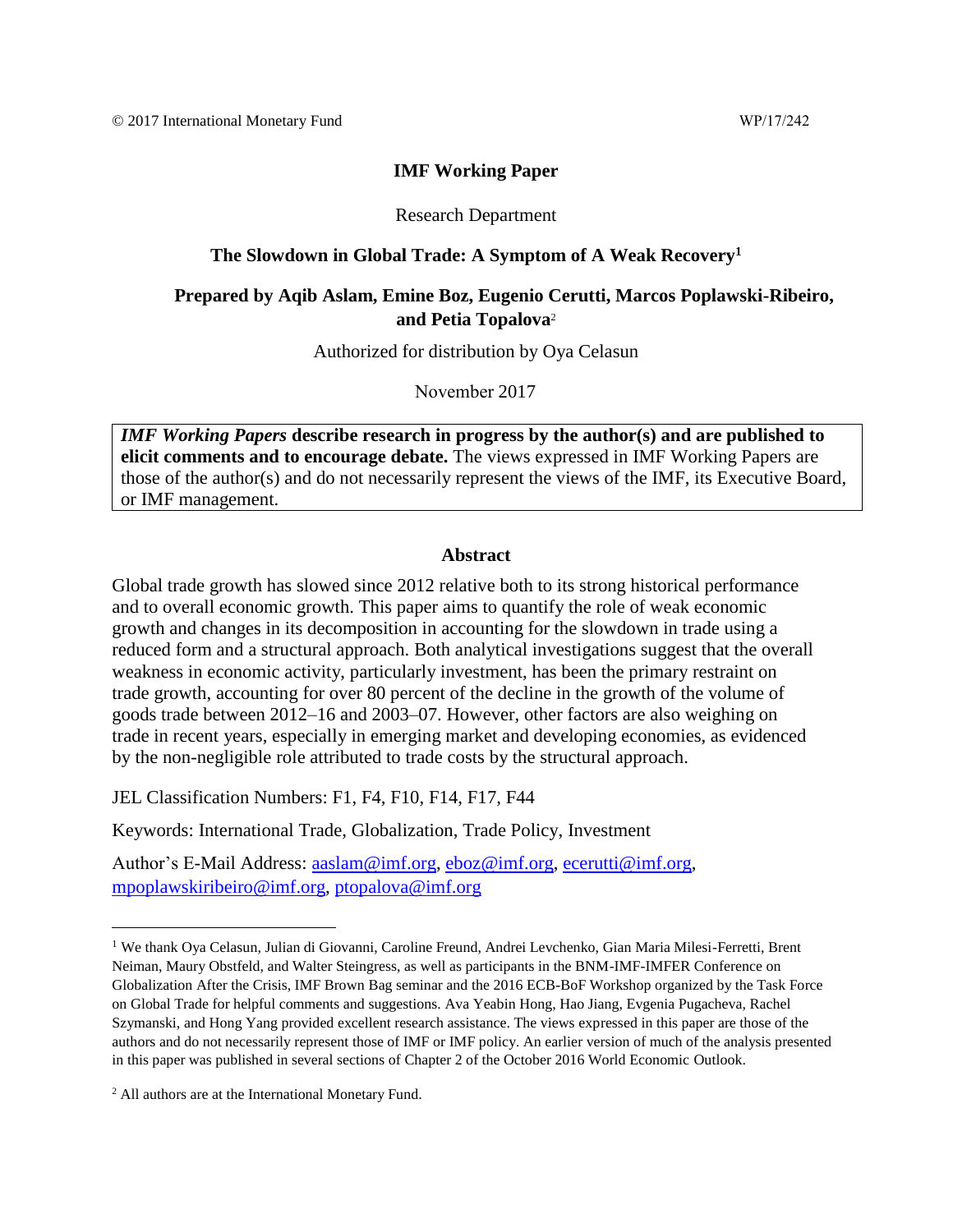© 2017 International Monetary Fund WP/17/242

**IMF Working Paper**

Research Department

**The Slowdown in Global Trade: A Symptom of A Weak Recovery**[1]

**Prepared by Aqib Aslam, Emine Boz, Eugenio Cerutti, Marcos Poplawski-Ribeiro, and Petia Topalova**[2]

Authorized for distribution by Oya Celasun

November 2017

> ***IMF Working Papers* describe research in progress by the author(s) and are published to elicit comments and to encourage debate.** The views expressed in IMF Working Papers are those of the author(s) and do not necessarily represent the views of the IMF, its Executive Board, or IMF management.

**Abstract**

Global trade growth has slowed since 2012 relative both to its strong historical performance and to overall economic growth. This paper aims to quantify the role of weak economic growth and changes in its decomposition in accounting for the slowdown in trade using a reduced form and a structural approach. Both analytical investigations suggest that the overall weakness in economic activity, particularly investment, has been the primary restraint on trade growth, accounting for over 80 percent of the decline in the growth of the volume of goods trade between 2012–16 and 2003–07. However, other factors are also weighing on trade in recent years, especially in emerging market and developing economies, as evidenced by the non-negligible role attributed to trade costs by the structural approach.

JEL Classification Numbers: F1, F4, F10, F14, F17, F44

Keywords: International Trade, Globalization, Trade Policy, Investment

Author's E-Mail Address: aaslam@imf.org, eboz@imf.org, ecerutti@imf.org, mpoplawskiribeiro@imf.org, ptopalova@imf.org

---

[1] We thank Oya Celasun, Julian di Giovanni, Caroline Freund, Andrei Levchenko, Gian Maria Milesi-Ferretti, Brent Neiman, Maury Obstfeld, and Walter Steingress, as well as participants in the BNM-IMF-IMFER Conference on Globalization After the Crisis, IMF Brown Bag seminar and the 2016 ECB-BoF Workshop organized by the Task Force on Global Trade for helpful comments and suggestions. Ava Yeabin Hong, Hao Jiang, Evgenia Pugacheva, Rachel Szymanski, and Hong Yang provided excellent research assistance. The views expressed in this paper are those of the authors and do not necessarily represent those of IMF or IMF policy. An earlier version of much of the analysis presented in this paper was published in several sections of Chapter 2 of the October 2016 World Economic Outlook.

[2] All authors are at the International Monetary Fund.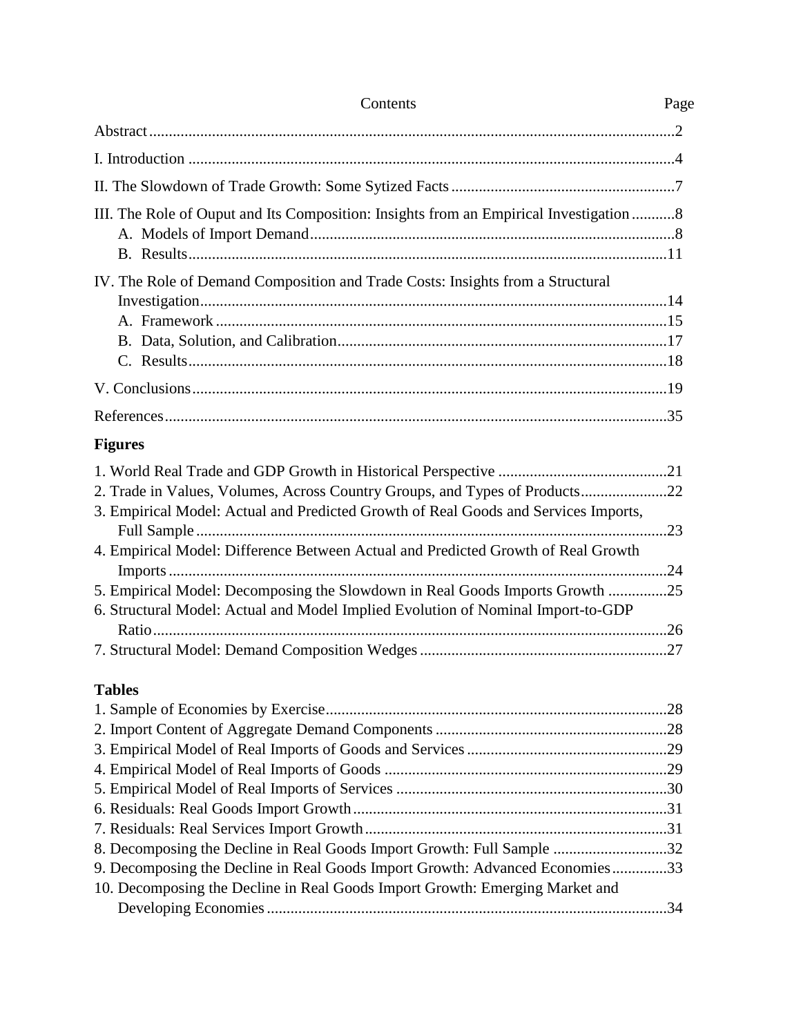Contents Page

Abstract......................................................................................................................2

I. Introduction ...........................................................................................................4

II. The Slowdown of Trade Growth: Some Sytized Facts .........................................................7

III. The Role of Ouput and Its Composition: Insights from an Empirical Investigation ...........8
  A. Models of Import Demand............................................................................................8
  B. Results.........................................................................................................................11

IV. The Role of Demand Composition and Trade Costs: Insights from a Structural Investigation......................................................................................................................14
  A. Framework ..................................................................................................................15
  B. Data, Solution, and Calibration....................................................................................17
  C. Results.........................................................................................................................18

V. Conclusions........................................................................................................................19

References..............................................................................................................................35

**Figures**

1. World Real Trade and GDP Growth in Historical Perspective ...........................................21
2. Trade in Values, Volumes, Across Country Groups, and Types of Products......................22
3. Empirical Model: Actual and Predicted Growth of Real Goods and Services Imports, Full Sample .......................................................................................................................23
4. Empirical Model: Difference Between Actual and Predicted Growth of Real Growth Imports .............................................................................................................................24
5. Empirical Model: Decomposing the Slowdown in Real Goods Imports Growth ...............25
6. Structural Model: Actual and Model Implied Evolution of Nominal Import-to-GDP Ratio..................................................................................................................................26
7. Structural Model: Demand Composition Wedges ...............................................................27

**Tables**

1. Sample of Economies by Exercise.......................................................................................28
2. Import Content of Aggregate Demand Components ...........................................................28
3. Empirical Model of Real Imports of Goods and Services ...................................................29
4. Empirical Model of Real Imports of Goods ........................................................................29
5. Empirical Model of Real Imports of Services .....................................................................30
6. Residuals: Real Goods Import Growth................................................................................31
7. Residuals: Real Services Import Growth.............................................................................31
8. Decomposing the Decline in Real Goods Import Growth: Full Sample .............................32
9. Decomposing the Decline in Real Goods Import Growth: Advanced Economies..............33
10. Decomposing the Decline in Real Goods Import Growth: Emerging Market and Developing Economies.....................................................................................................34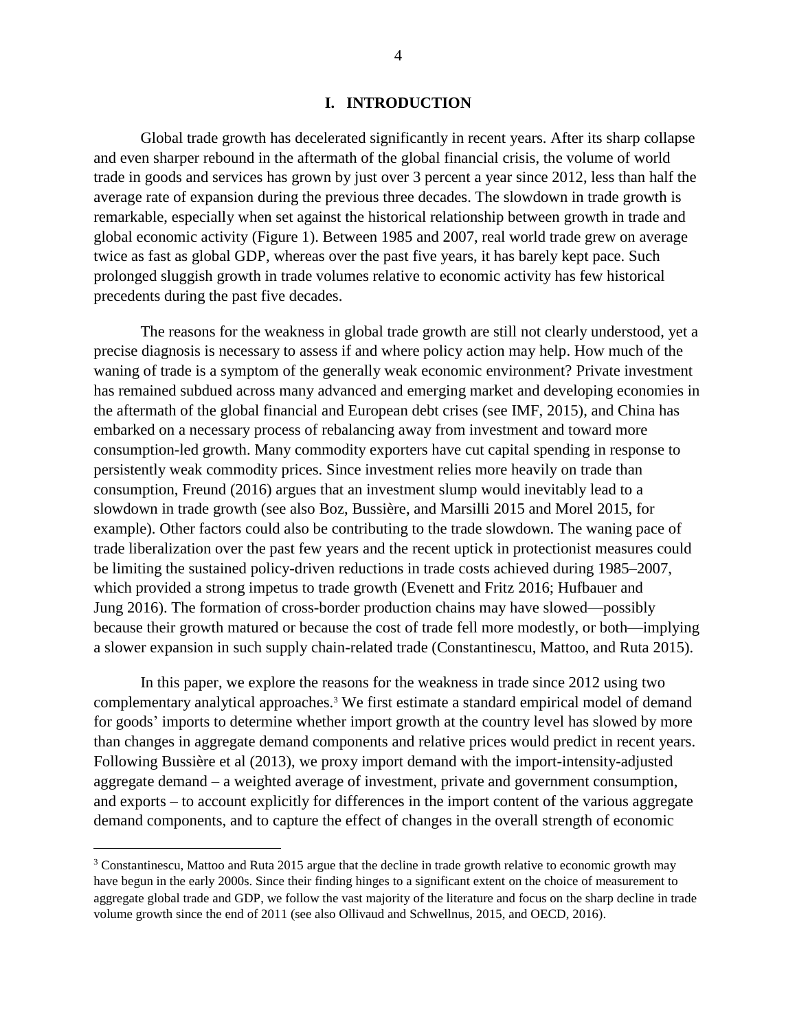# I. INTRODUCTION

Global trade growth has decelerated significantly in recent years. After its sharp collapse and even sharper rebound in the aftermath of the global financial crisis, the volume of world trade in goods and services has grown by just over 3 percent a year since 2012, less than half the average rate of expansion during the previous three decades. The slowdown in trade growth is remarkable, especially when set against the historical relationship between growth in trade and global economic activity (Figure 1). Between 1985 and 2007, real world trade grew on average twice as fast as global GDP, whereas over the past five years, it has barely kept pace. Such prolonged sluggish growth in trade volumes relative to economic activity has few historical precedents during the past five decades.

The reasons for the weakness in global trade growth are still not clearly understood, yet a precise diagnosis is necessary to assess if and where policy action may help. How much of the waning of trade is a symptom of the generally weak economic environment? Private investment has remained subdued across many advanced and emerging market and developing economies in the aftermath of the global financial and European debt crises (see IMF, 2015), and China has embarked on a necessary process of rebalancing away from investment and toward more consumption-led growth. Many commodity exporters have cut capital spending in response to persistently weak commodity prices. Since investment relies more heavily on trade than consumption, Freund (2016) argues that an investment slump would inevitably lead to a slowdown in trade growth (see also Boz, Bussière, and Marsilli 2015 and Morel 2015, for example). Other factors could also be contributing to the trade slowdown. The waning pace of trade liberalization over the past few years and the recent uptick in protectionist measures could be limiting the sustained policy-driven reductions in trade costs achieved during 1985–2007, which provided a strong impetus to trade growth (Evenett and Fritz 2016; Hufbauer and Jung 2016). The formation of cross-border production chains may have slowed—possibly because their growth matured or because the cost of trade fell more modestly, or both—implying a slower expansion in such supply chain-related trade (Constantinescu, Mattoo, and Ruta 2015).

In this paper, we explore the reasons for the weakness in trade since 2012 using two complementary analytical approaches.[3] We first estimate a standard empirical model of demand for goods' imports to determine whether import growth at the country level has slowed by more than changes in aggregate demand components and relative prices would predict in recent years. Following Bussière et al (2013), we proxy import demand with the import-intensity-adjusted aggregate demand – a weighted average of investment, private and government consumption, and exports – to account explicitly for differences in the import content of the various aggregate demand components, and to capture the effect of changes in the overall strength of economic

---

[3] Constantinescu, Mattoo and Ruta 2015 argue that the decline in trade growth relative to economic growth may have begun in the early 2000s. Since their finding hinges to a significant extent on the choice of measurement to aggregate global trade and GDP, we follow the vast majority of the literature and focus on the sharp decline in trade volume growth since the end of 2011 (see also Ollivaud and Schwellnus, 2015, and OECD, 2016).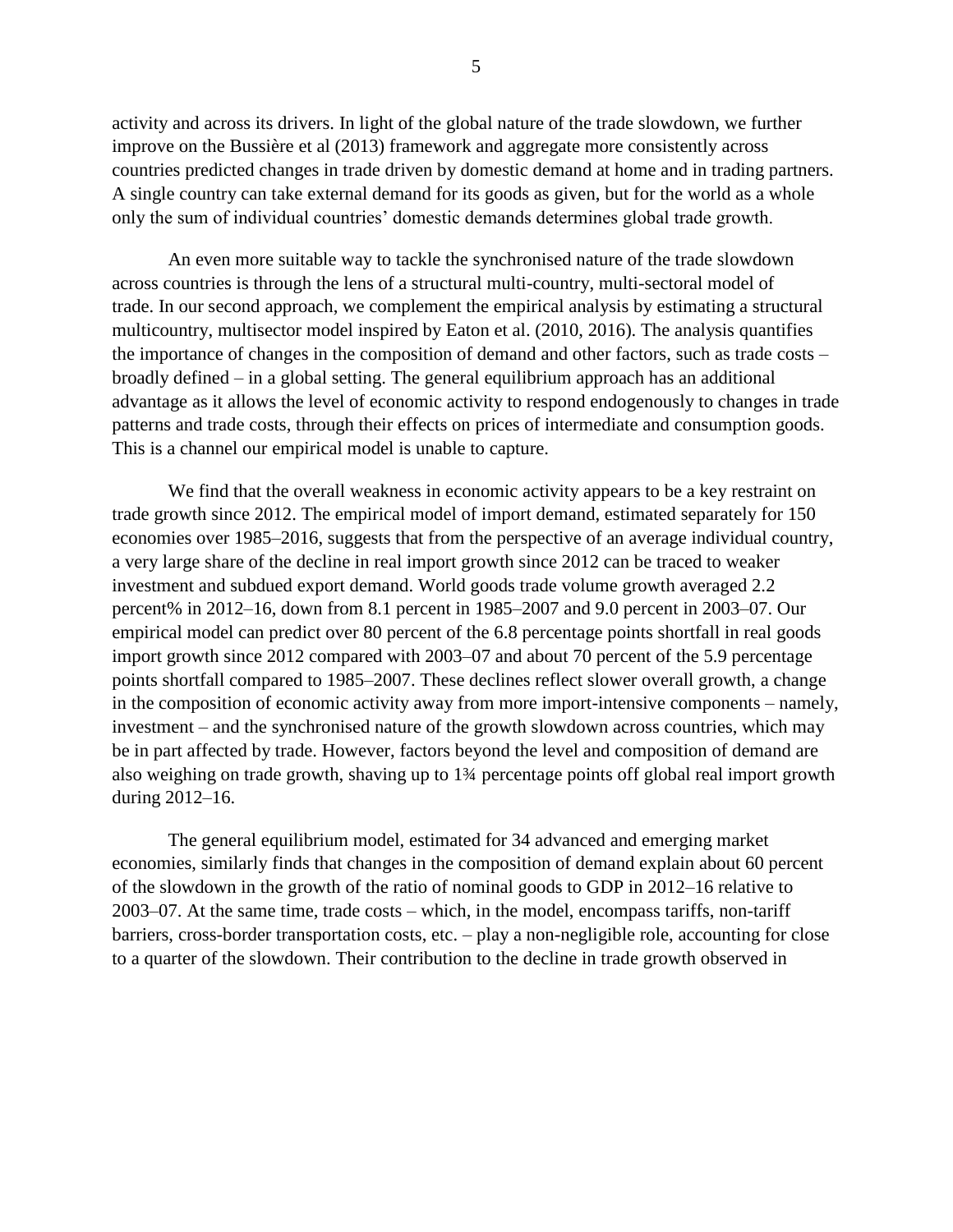activity and across its drivers. In light of the global nature of the trade slowdown, we further improve on the Bussière et al (2013) framework and aggregate more consistently across countries predicted changes in trade driven by domestic demand at home and in trading partners. A single country can take external demand for its goods as given, but for the world as a whole only the sum of individual countries' domestic demands determines global trade growth.

An even more suitable way to tackle the synchronised nature of the trade slowdown across countries is through the lens of a structural multi-country, multi-sectoral model of trade. In our second approach, we complement the empirical analysis by estimating a structural multicountry, multisector model inspired by Eaton et al. (2010, 2016). The analysis quantifies the importance of changes in the composition of demand and other factors, such as trade costs – broadly defined – in a global setting. The general equilibrium approach has an additional advantage as it allows the level of economic activity to respond endogenously to changes in trade patterns and trade costs, through their effects on prices of intermediate and consumption goods. This is a channel our empirical model is unable to capture.

We find that the overall weakness in economic activity appears to be a key restraint on trade growth since 2012. The empirical model of import demand, estimated separately for 150 economies over 1985–2016, suggests that from the perspective of an average individual country, a very large share of the decline in real import growth since 2012 can be traced to weaker investment and subdued export demand. World goods trade volume growth averaged 2.2 percent% in 2012–16, down from 8.1 percent in 1985–2007 and 9.0 percent in 2003–07. Our empirical model can predict over 80 percent of the 6.8 percentage points shortfall in real goods import growth since 2012 compared with 2003–07 and about 70 percent of the 5.9 percentage points shortfall compared to 1985–2007. These declines reflect slower overall growth, a change in the composition of economic activity away from more import-intensive components – namely, investment – and the synchronised nature of the growth slowdown across countries, which may be in part affected by trade. However, factors beyond the level and composition of demand are also weighing on trade growth, shaving up to 1¾ percentage points off global real import growth during 2012–16.

The general equilibrium model, estimated for 34 advanced and emerging market economies, similarly finds that changes in the composition of demand explain about 60 percent of the slowdown in the growth of the ratio of nominal goods to GDP in 2012–16 relative to 2003–07. At the same time, trade costs – which, in the model, encompass tariffs, non-tariff barriers, cross-border transportation costs, etc. – play a non-negligible role, accounting for close to a quarter of the slowdown. Their contribution to the decline in trade growth observed in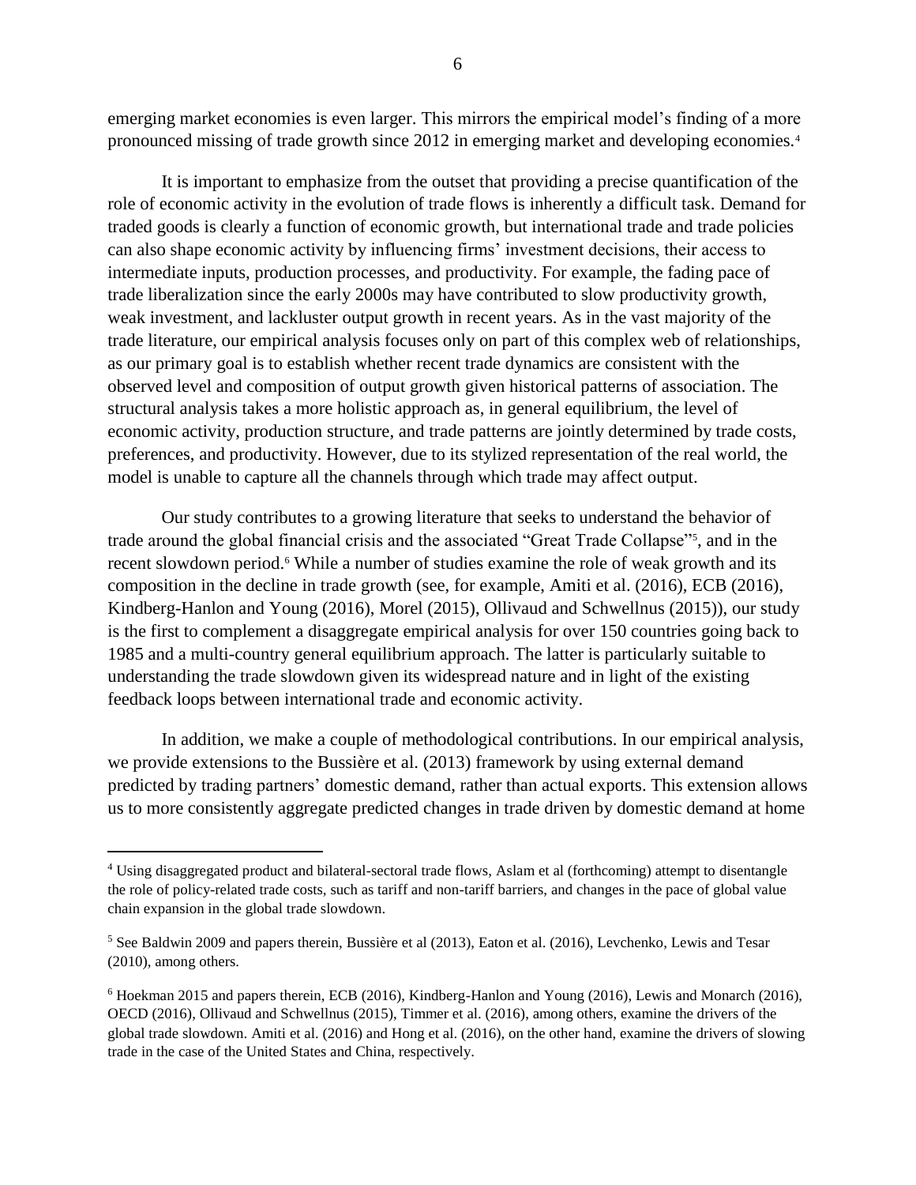emerging market economies is even larger. This mirrors the empirical model's finding of a more pronounced missing of trade growth since 2012 in emerging market and developing economies.[4]

It is important to emphasize from the outset that providing a precise quantification of the role of economic activity in the evolution of trade flows is inherently a difficult task. Demand for traded goods is clearly a function of economic growth, but international trade and trade policies can also shape economic activity by influencing firms' investment decisions, their access to intermediate inputs, production processes, and productivity. For example, the fading pace of trade liberalization since the early 2000s may have contributed to slow productivity growth, weak investment, and lackluster output growth in recent years. As in the vast majority of the trade literature, our empirical analysis focuses only on part of this complex web of relationships, as our primary goal is to establish whether recent trade dynamics are consistent with the observed level and composition of output growth given historical patterns of association. The structural analysis takes a more holistic approach as, in general equilibrium, the level of economic activity, production structure, and trade patterns are jointly determined by trade costs, preferences, and productivity. However, due to its stylized representation of the real world, the model is unable to capture all the channels through which trade may affect output.

Our study contributes to a growing literature that seeks to understand the behavior of trade around the global financial crisis and the associated "Great Trade Collapse"[5], and in the recent slowdown period.[6] While a number of studies examine the role of weak growth and its composition in the decline in trade growth (see, for example, Amiti et al. (2016), ECB (2016), Kindberg-Hanlon and Young (2016), Morel (2015), Ollivaud and Schwellnus (2015)), our study is the first to complement a disaggregate empirical analysis for over 150 countries going back to 1985 and a multi-country general equilibrium approach. The latter is particularly suitable to understanding the trade slowdown given its widespread nature and in light of the existing feedback loops between international trade and economic activity.

In addition, we make a couple of methodological contributions. In our empirical analysis, we provide extensions to the Bussière et al. (2013) framework by using external demand predicted by trading partners' domestic demand, rather than actual exports. This extension allows us to more consistently aggregate predicted changes in trade driven by domestic demand at home

---

[4] Using disaggregated product and bilateral-sectoral trade flows, Aslam et al (forthcoming) attempt to disentangle the role of policy-related trade costs, such as tariff and non-tariff barriers, and changes in the pace of global value chain expansion in the global trade slowdown.

[5] See Baldwin 2009 and papers therein, Bussière et al (2013), Eaton et al. (2016), Levchenko, Lewis and Tesar (2010), among others.

[6] Hoekman 2015 and papers therein, ECB (2016), Kindberg-Hanlon and Young (2016), Lewis and Monarch (2016), OECD (2016), Ollivaud and Schwellnus (2015), Timmer et al. (2016), among others, examine the drivers of the global trade slowdown. Amiti et al. (2016) and Hong et al. (2016), on the other hand, examine the drivers of slowing trade in the case of the United States and China, respectively.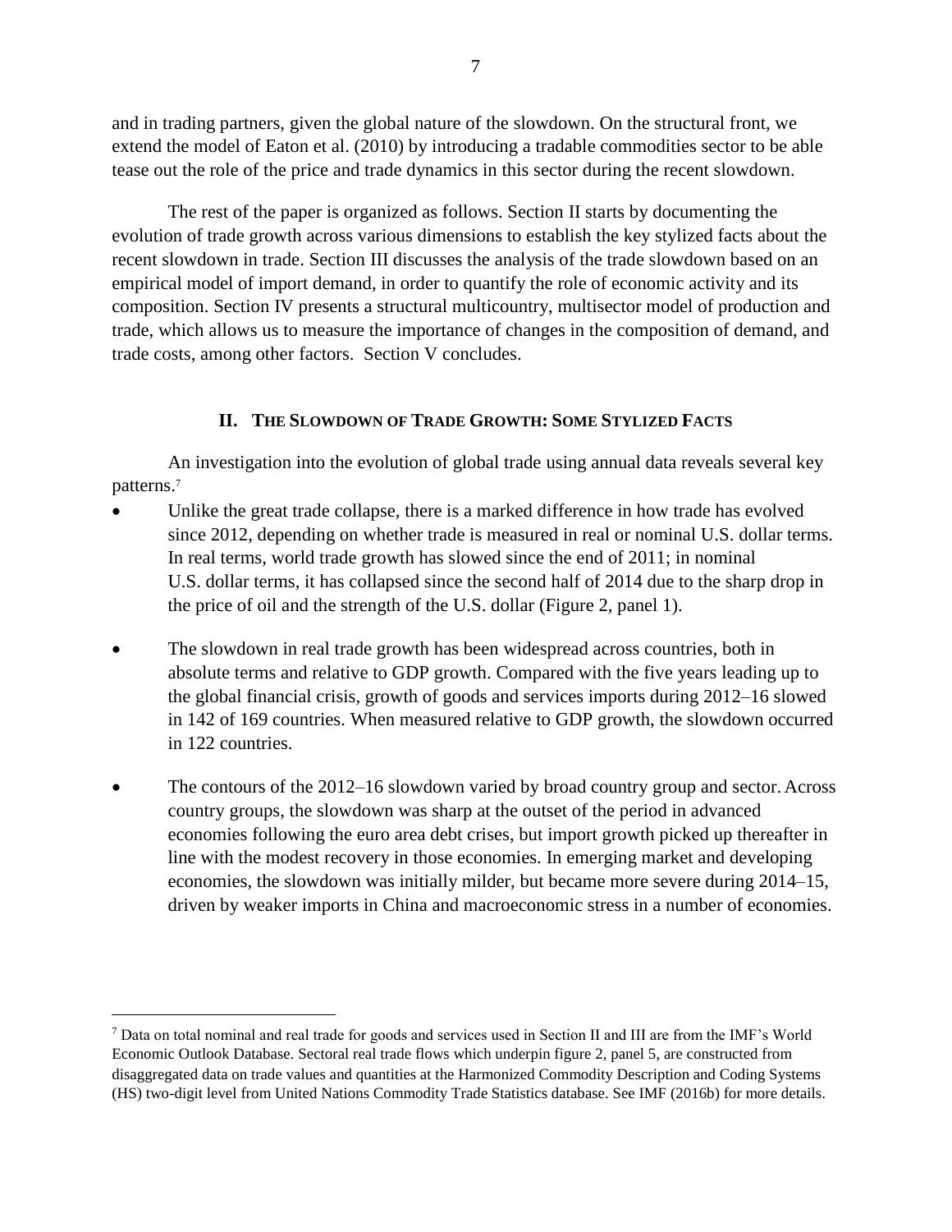and in trading partners, given the global nature of the slowdown. On the structural front, we extend the model of Eaton et al. (2010) by introducing a tradable commodities sector to be able tease out the role of the price and trade dynamics in this sector during the recent slowdown.

The rest of the paper is organized as follows. Section II starts by documenting the evolution of trade growth across various dimensions to establish the key stylized facts about the recent slowdown in trade. Section III discusses the analysis of the trade slowdown based on an empirical model of import demand, in order to quantify the role of economic activity and its composition. Section IV presents a structural multicountry, multisector model of production and trade, which allows us to measure the importance of changes in the composition of demand, and trade costs, among other factors. Section V concludes.

## II. The Slowdown of Trade Growth: Some Stylized Facts

An investigation into the evolution of global trade using annual data reveals several key patterns.[7]

- Unlike the great trade collapse, there is a marked difference in how trade has evolved since 2012, depending on whether trade is measured in real or nominal U.S. dollar terms. In real terms, world trade growth has slowed since the end of 2011; in nominal U.S. dollar terms, it has collapsed since the second half of 2014 due to the sharp drop in the price of oil and the strength of the U.S. dollar (Figure 2, panel 1).

- The slowdown in real trade growth has been widespread across countries, both in absolute terms and relative to GDP growth. Compared with the five years leading up to the global financial crisis, growth of goods and services imports during 2012–16 slowed in 142 of 169 countries. When measured relative to GDP growth, the slowdown occurred in 122 countries.

- The contours of the 2012–16 slowdown varied by broad country group and sector. Across country groups, the slowdown was sharp at the outset of the period in advanced economies following the euro area debt crises, but import growth picked up thereafter in line with the modest recovery in those economies. In emerging market and developing economies, the slowdown was initially milder, but became more severe during 2014–15, driven by weaker imports in China and macroeconomic stress in a number of economies.

---

[7] Data on total nominal and real trade for goods and services used in Section II and III are from the IMF's World Economic Outlook Database. Sectoral real trade flows which underpin figure 2, panel 5, are constructed from disaggregated data on trade values and quantities at the Harmonized Commodity Description and Coding Systems (HS) two-digit level from United Nations Commodity Trade Statistics database. See IMF (2016b) for more details.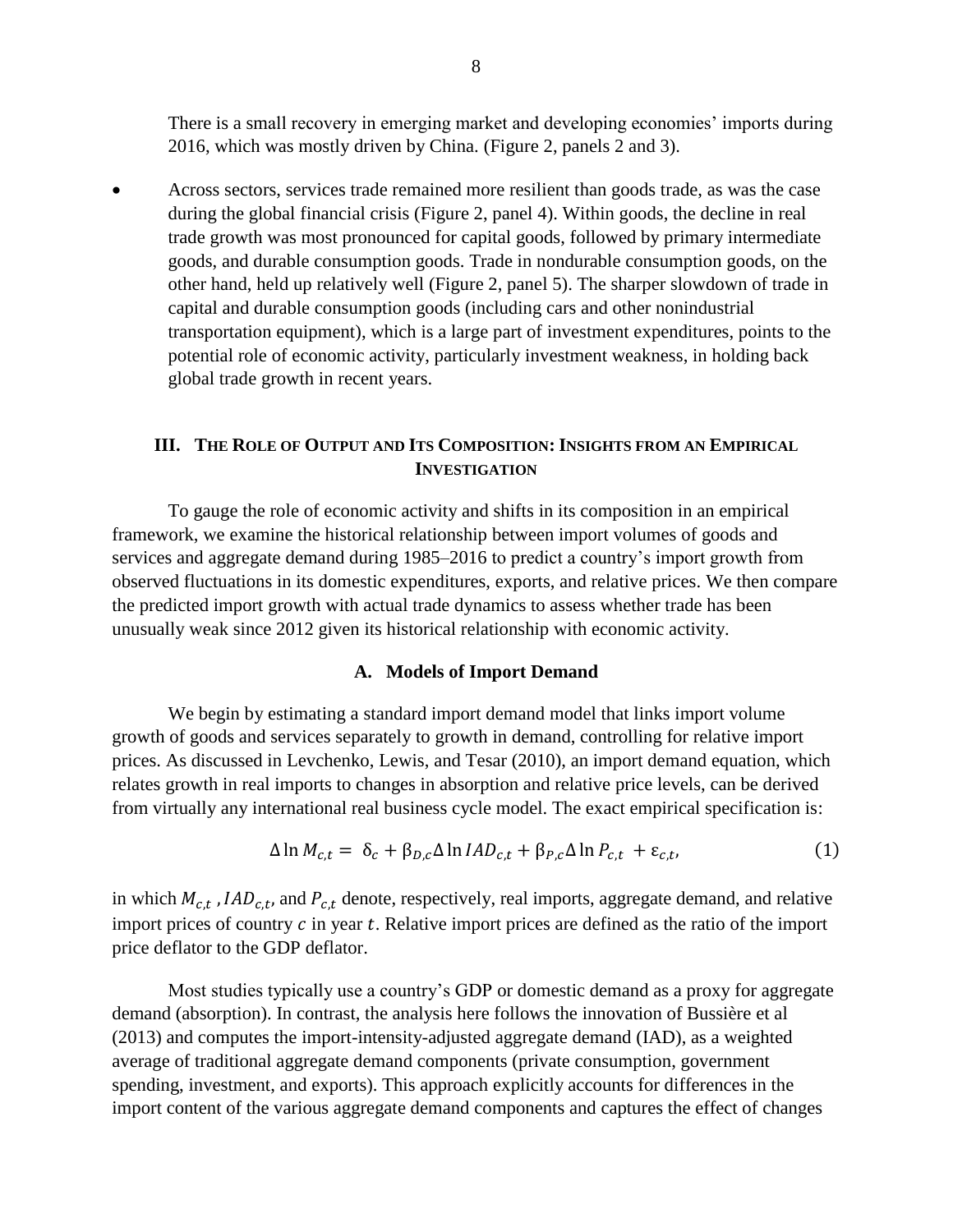There is a small recovery in emerging market and developing economies' imports during 2016, which was mostly driven by China. (Figure 2, panels 2 and 3).

- Across sectors, services trade remained more resilient than goods trade, as was the case during the global financial crisis (Figure 2, panel 4). Within goods, the decline in real trade growth was most pronounced for capital goods, followed by primary intermediate goods, and durable consumption goods. Trade in nondurable consumption goods, on the other hand, held up relatively well (Figure 2, panel 5). The sharper slowdown of trade in capital and durable consumption goods (including cars and other nonindustrial transportation equipment), which is a large part of investment expenditures, points to the potential role of economic activity, particularly investment weakness, in holding back global trade growth in recent years.

## III. The Role of Output and Its Composition: Insights from an Empirical Investigation

To gauge the role of economic activity and shifts in its composition in an empirical framework, we examine the historical relationship between import volumes of goods and services and aggregate demand during 1985–2016 to predict a country's import growth from observed fluctuations in its domestic expenditures, exports, and relative prices. We then compare the predicted import growth with actual trade dynamics to assess whether trade has been unusually weak since 2012 given its historical relationship with economic activity.

### A. Models of Import Demand

We begin by estimating a standard import demand model that links import volume growth of goods and services separately to growth in demand, controlling for relative import prices. As discussed in Levchenko, Lewis, and Tesar (2010), an import demand equation, which relates growth in real imports to changes in absorption and relative price levels, can be derived from virtually any international real business cycle model. The exact empirical specification is:

$$\Delta \ln M_{c,t} = \delta_c + \beta_{D,c} \Delta \ln IAD_{c,t} + \beta_{P,c} \Delta \ln P_{c,t} + \varepsilon_{c,t}, \tag{1}$$

in which $M_{c,t}$ , $IAD_{c,t}$, and $P_{c,t}$ denote, respectively, real imports, aggregate demand, and relative import prices of country $c$ in year $t$. Relative import prices are defined as the ratio of the import price deflator to the GDP deflator.

Most studies typically use a country's GDP or domestic demand as a proxy for aggregate demand (absorption). In contrast, the analysis here follows the innovation of Bussière et al (2013) and computes the import-intensity-adjusted aggregate demand (IAD), as a weighted average of traditional aggregate demand components (private consumption, government spending, investment, and exports). This approach explicitly accounts for differences in the import content of the various aggregate demand components and captures the effect of changes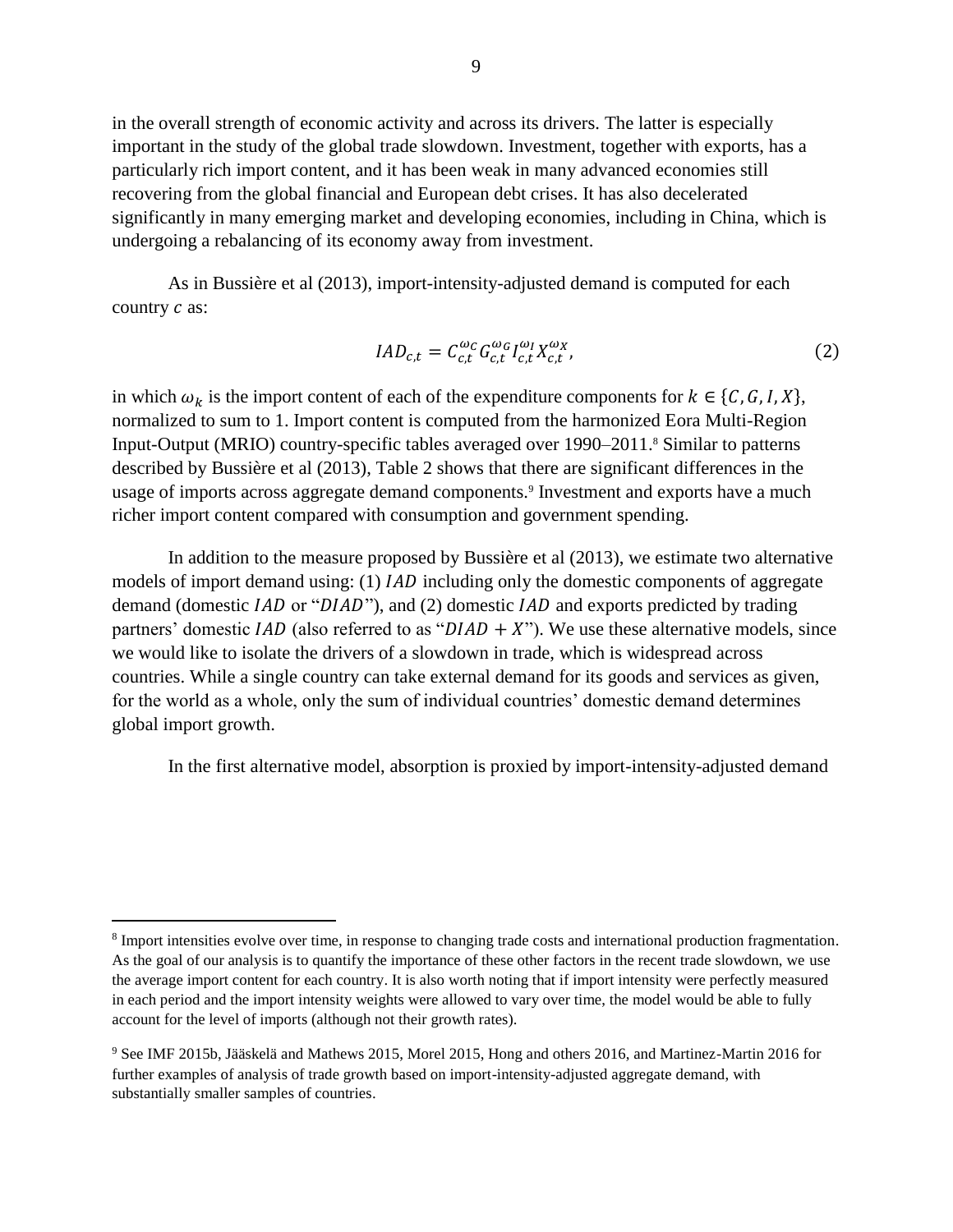in the overall strength of economic activity and across its drivers. The latter is especially important in the study of the global trade slowdown. Investment, together with exports, has a particularly rich import content, and it has been weak in many advanced economies still recovering from the global financial and European debt crises. It has also decelerated significantly in many emerging market and developing economies, including in China, which is undergoing a rebalancing of its economy away from investment.

As in Bussière et al (2013), import-intensity-adjusted demand is computed for each country $c$ as:

$$IAD_{c,t} = C_{c,t}^{\omega_C} G_{c,t}^{\omega_G} I_{c,t}^{\omega_I} X_{c,t}^{\omega_X}, \tag{2}$$

in which $\omega_k$ is the import content of each of the expenditure components for $k \in \{C, G, I, X\}$, normalized to sum to 1. Import content is computed from the harmonized Eora Multi-Region Input-Output (MRIO) country-specific tables averaged over 1990–2011.[8] Similar to patterns described by Bussière et al (2013), Table 2 shows that there are significant differences in the usage of imports across aggregate demand components.[9] Investment and exports have a much richer import content compared with consumption and government spending.

In addition to the measure proposed by Bussière et al (2013), we estimate two alternative models of import demand using: (1) $IAD$ including only the domestic components of aggregate demand (domestic $IAD$ or "$DIAD$"), and (2) domestic $IAD$ and exports predicted by trading partners' domestic $IAD$ (also referred to as "$DIAD + X$"). We use these alternative models, since we would like to isolate the drivers of a slowdown in trade, which is widespread across countries. While a single country can take external demand for its goods and services as given, for the world as a whole, only the sum of individual countries' domestic demand determines global import growth.

In the first alternative model, absorption is proxied by import-intensity-adjusted demand

---

[8] Import intensities evolve over time, in response to changing trade costs and international production fragmentation. As the goal of our analysis is to quantify the importance of these other factors in the recent trade slowdown, we use the average import content for each country. It is also worth noting that if import intensity were perfectly measured in each period and the import intensity weights were allowed to vary over time, the model would be able to fully account for the level of imports (although not their growth rates).

[9] See IMF 2015b, Jääskelä and Mathews 2015, Morel 2015, Hong and others 2016, and Martinez-Martin 2016 for further examples of analysis of trade growth based on import-intensity-adjusted aggregate demand, with substantially smaller samples of countries.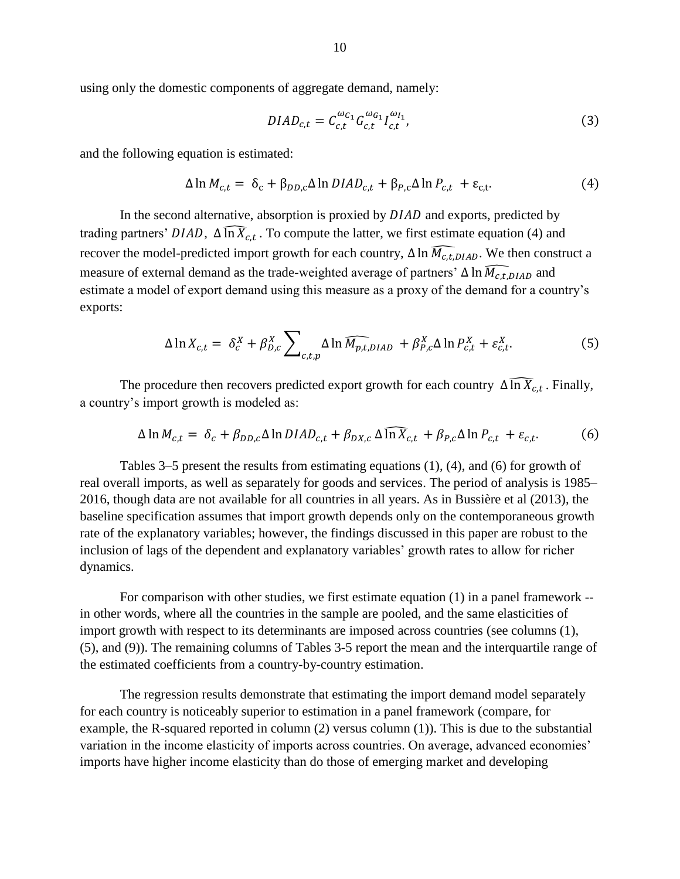using only the domestic components of aggregate demand, namely:

$$DIAD_{c,t} = C_{c,t}^{\omega_{C_1}} G_{c,t}^{\omega_{G_1}} I_{c,t}^{\omega_{I_1}}, \tag{3}$$

and the following equation is estimated:

$$\Delta \ln M_{c,t} = \delta_c + \beta_{DD,c} \Delta \ln DIAD_{c,t} + \beta_{P,c} \Delta \ln P_{c,t} + \varepsilon_{c,t}. \tag{4}$$

In the second alternative, absorption is proxied by $DIAD$ and exports, predicted by trading partners' $DIAD$, $\Delta \widehat{\ln X_{c,t}}$. To compute the latter, we first estimate equation (4) and recover the model-predicted import growth for each country, $\Delta \ln \widehat{M_{c,t,DIAD}}$. We then construct a measure of external demand as the trade-weighted average of partners' $\Delta \ln \widehat{M_{c,t,DIAD}}$ and estimate a model of export demand using this measure as a proxy of the demand for a country's exports:

$$\Delta \ln X_{c,t} = \delta_c^X + \beta_{D,c}^X \sum_{c,t,p} \Delta \ln \widehat{M_{p,t,DIAD}} + \beta_{P,c}^X \Delta \ln P_{c,t}^X + \varepsilon_{c,t}^X. \tag{5}$$

The procedure then recovers predicted export growth for each country $\Delta \widehat{\ln X_{c,t}}$. Finally, a country's import growth is modeled as:

$$\Delta \ln M_{c,t} = \delta_c + \beta_{DD,c} \Delta \ln DIAD_{c,t} + \beta_{DX,c} \Delta \widehat{\ln X_{c,t}} + \beta_{P,c} \Delta \ln P_{c,t} + \varepsilon_{c,t}. \tag{6}$$

Tables 3–5 present the results from estimating equations (1), (4), and (6) for growth of real overall imports, as well as separately for goods and services. The period of analysis is 1985–2016, though data are not available for all countries in all years. As in Bussière et al (2013), the baseline specification assumes that import growth depends only on the contemporaneous growth rate of the explanatory variables; however, the findings discussed in this paper are robust to the inclusion of lags of the dependent and explanatory variables' growth rates to allow for richer dynamics.

For comparison with other studies, we first estimate equation (1) in a panel framework -- in other words, where all the countries in the sample are pooled, and the same elasticities of import growth with respect to its determinants are imposed across countries (see columns (1), (5), and (9)). The remaining columns of Tables 3-5 report the mean and the interquartile range of the estimated coefficients from a country-by-country estimation.

The regression results demonstrate that estimating the import demand model separately for each country is noticeably superior to estimation in a panel framework (compare, for example, the R-squared reported in column (2) versus column (1)). This is due to the substantial variation in the income elasticity of imports across countries. On average, advanced economies' imports have higher income elasticity than do those of emerging market and developing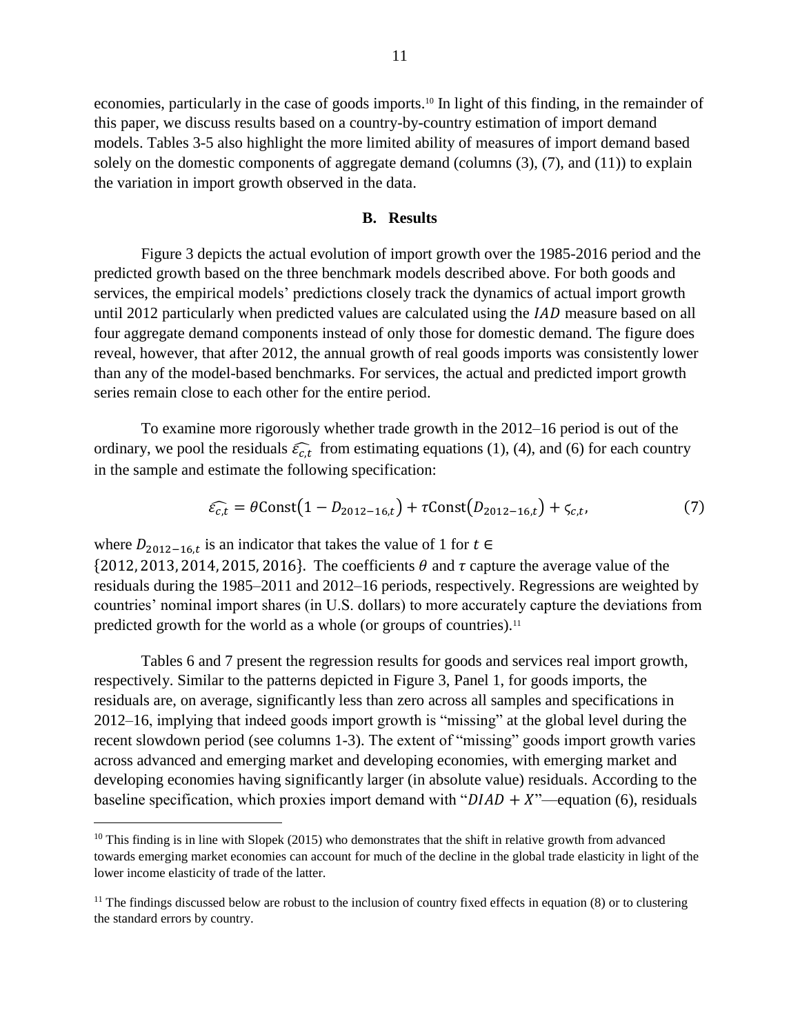economies, particularly in the case of goods imports.[10] In light of this finding, in the remainder of this paper, we discuss results based on a country-by-country estimation of import demand models. Tables 3-5 also highlight the more limited ability of measures of import demand based solely on the domestic components of aggregate demand (columns (3), (7), and (11)) to explain the variation in import growth observed in the data.

### B. Results

Figure 3 depicts the actual evolution of import growth over the 1985-2016 period and the predicted growth based on the three benchmark models described above. For both goods and services, the empirical models' predictions closely track the dynamics of actual import growth until 2012 particularly when predicted values are calculated using the $IAD$ measure based on all four aggregate demand components instead of only those for domestic demand. The figure does reveal, however, that after 2012, the annual growth of real goods imports was consistently lower than any of the model-based benchmarks. For services, the actual and predicted import growth series remain close to each other for the entire period.

To examine more rigorously whether trade growth in the 2012–16 period is out of the ordinary, we pool the residuals $\widehat{\varepsilon_{c,t}}$ from estimating equations (1), (4), and (6) for each country in the sample and estimate the following specification:

$$\widehat{\varepsilon_{c,t}} = \theta \text{Const}\left(1 - D_{2012-16,t}\right) + \tau \text{Const}\left(D_{2012-16,t}\right) + \varsigma_{c,t}, \tag{7}$$

where $D_{2012-16,t}$ is an indicator that takes the value of 1 for $t \in \{2012, 2013, 2014, 2015, 2016\}$. The coefficients $\theta$ and $\tau$ capture the average value of the residuals during the 1985–2011 and 2012–16 periods, respectively. Regressions are weighted by countries' nominal import shares (in U.S. dollars) to more accurately capture the deviations from predicted growth for the world as a whole (or groups of countries).[11]

Tables 6 and 7 present the regression results for goods and services real import growth, respectively. Similar to the patterns depicted in Figure 3, Panel 1, for goods imports, the residuals are, on average, significantly less than zero across all samples and specifications in 2012–16, implying that indeed goods import growth is "missing" at the global level during the recent slowdown period (see columns 1-3). The extent of "missing" goods import growth varies across advanced and emerging market and developing economies, with emerging market and developing economies having significantly larger (in absolute value) residuals. According to the baseline specification, which proxies import demand with "$DIAD + X$"—equation (6), residuals

---

[10] This finding is in line with Slopek (2015) who demonstrates that the shift in relative growth from advanced towards emerging market economies can account for much of the decline in the global trade elasticity in light of the lower income elasticity of trade of the latter.

[11] The findings discussed below are robust to the inclusion of country fixed effects in equation (8) or to clustering the standard errors by country.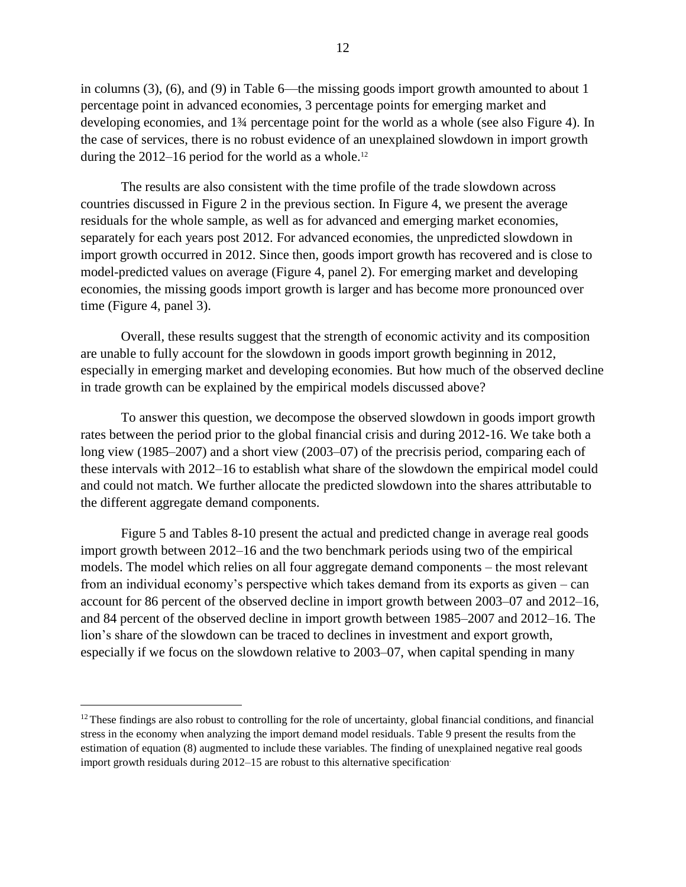in columns (3), (6), and (9) in Table 6—the missing goods import growth amounted to about 1 percentage point in advanced economies, 3 percentage points for emerging market and developing economies, and 1¾ percentage point for the world as a whole (see also Figure 4). In the case of services, there is no robust evidence of an unexplained slowdown in import growth during the 2012–16 period for the world as a whole.[12]

The results are also consistent with the time profile of the trade slowdown across countries discussed in Figure 2 in the previous section. In Figure 4, we present the average residuals for the whole sample, as well as for advanced and emerging market economies, separately for each years post 2012. For advanced economies, the unpredicted slowdown in import growth occurred in 2012. Since then, goods import growth has recovered and is close to model-predicted values on average (Figure 4, panel 2). For emerging market and developing economies, the missing goods import growth is larger and has become more pronounced over time (Figure 4, panel 3).

Overall, these results suggest that the strength of economic activity and its composition are unable to fully account for the slowdown in goods import growth beginning in 2012, especially in emerging market and developing economies. But how much of the observed decline in trade growth can be explained by the empirical models discussed above?

To answer this question, we decompose the observed slowdown in goods import growth rates between the period prior to the global financial crisis and during 2012-16. We take both a long view (1985–2007) and a short view (2003–07) of the precrisis period, comparing each of these intervals with 2012–16 to establish what share of the slowdown the empirical model could and could not match. We further allocate the predicted slowdown into the shares attributable to the different aggregate demand components.

Figure 5 and Tables 8-10 present the actual and predicted change in average real goods import growth between 2012–16 and the two benchmark periods using two of the empirical models. The model which relies on all four aggregate demand components – the most relevant from an individual economy's perspective which takes demand from its exports as given – can account for 86 percent of the observed decline in import growth between 2003–07 and 2012–16, and 84 percent of the observed decline in import growth between 1985–2007 and 2012–16. The lion's share of the slowdown can be traced to declines in investment and export growth, especially if we focus on the slowdown relative to 2003–07, when capital spending in many

[12] These findings are also robust to controlling for the role of uncertainty, global financial conditions, and financial stress in the economy when analyzing the import demand model residuals. Table 9 present the results from the estimation of equation (8) augmented to include these variables. The finding of unexplained negative real goods import growth residuals during 2012–15 are robust to this alternative specification.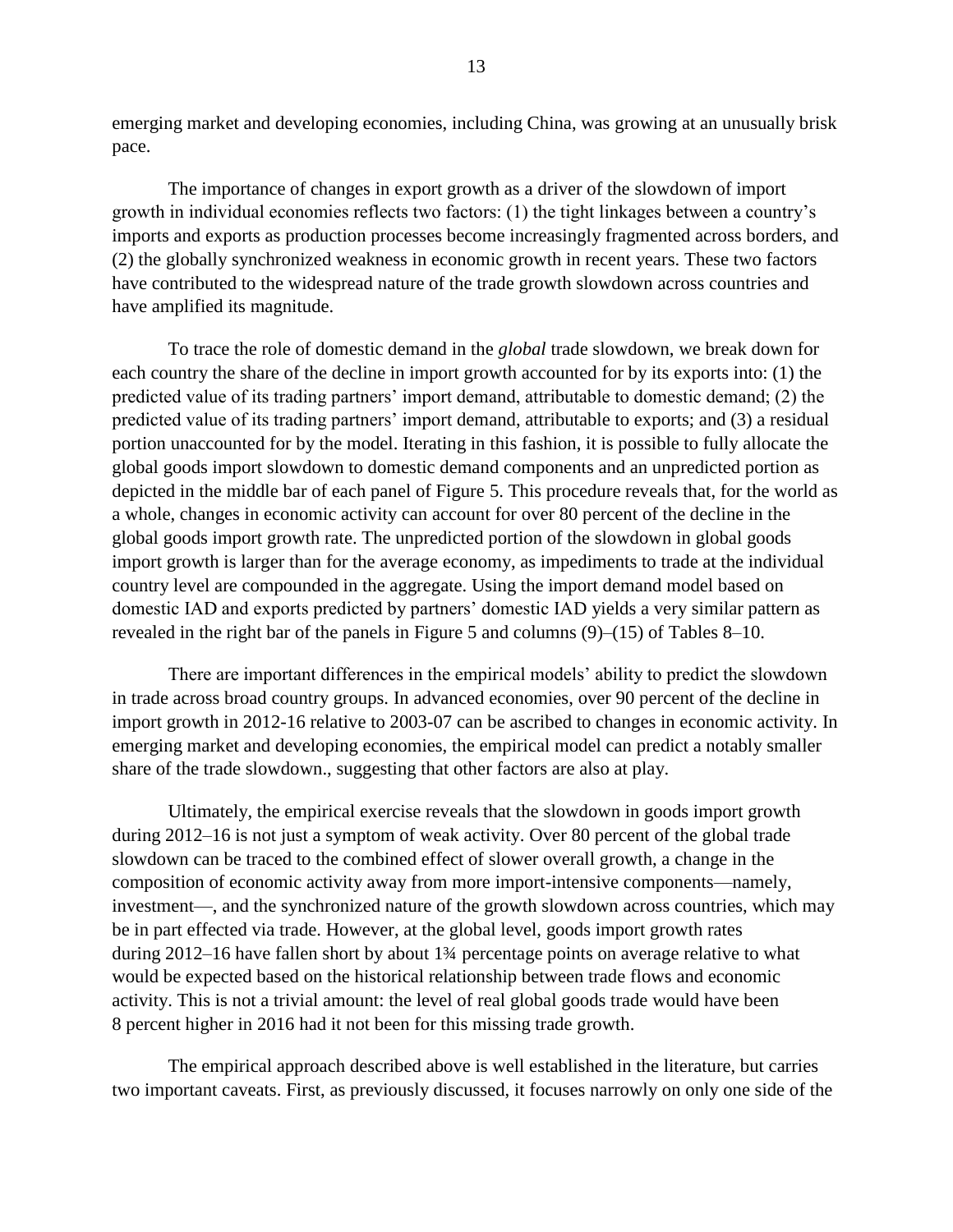emerging market and developing economies, including China, was growing at an unusually brisk pace.

The importance of changes in export growth as a driver of the slowdown of import growth in individual economies reflects two factors: (1) the tight linkages between a country's imports and exports as production processes become increasingly fragmented across borders, and (2) the globally synchronized weakness in economic growth in recent years. These two factors have contributed to the widespread nature of the trade growth slowdown across countries and have amplified its magnitude.

To trace the role of domestic demand in the *global* trade slowdown, we break down for each country the share of the decline in import growth accounted for by its exports into: (1) the predicted value of its trading partners' import demand, attributable to domestic demand; (2) the predicted value of its trading partners' import demand, attributable to exports; and (3) a residual portion unaccounted for by the model. Iterating in this fashion, it is possible to fully allocate the global goods import slowdown to domestic demand components and an unpredicted portion as depicted in the middle bar of each panel of Figure 5. This procedure reveals that, for the world as a whole, changes in economic activity can account for over 80 percent of the decline in the global goods import growth rate. The unpredicted portion of the slowdown in global goods import growth is larger than for the average economy, as impediments to trade at the individual country level are compounded in the aggregate. Using the import demand model based on domestic IAD and exports predicted by partners' domestic IAD yields a very similar pattern as revealed in the right bar of the panels in Figure 5 and columns (9)–(15) of Tables 8–10.

There are important differences in the empirical models' ability to predict the slowdown in trade across broad country groups. In advanced economies, over 90 percent of the decline in import growth in 2012-16 relative to 2003-07 can be ascribed to changes in economic activity. In emerging market and developing economies, the empirical model can predict a notably smaller share of the trade slowdown., suggesting that other factors are also at play.

Ultimately, the empirical exercise reveals that the slowdown in goods import growth during 2012–16 is not just a symptom of weak activity. Over 80 percent of the global trade slowdown can be traced to the combined effect of slower overall growth, a change in the composition of economic activity away from more import-intensive components—namely, investment—, and the synchronized nature of the growth slowdown across countries, which may be in part effected via trade. However, at the global level, goods import growth rates during 2012–16 have fallen short by about 1¾ percentage points on average relative to what would be expected based on the historical relationship between trade flows and economic activity. This is not a trivial amount: the level of real global goods trade would have been 8 percent higher in 2016 had it not been for this missing trade growth.

The empirical approach described above is well established in the literature, but carries two important caveats. First, as previously discussed, it focuses narrowly on only one side of the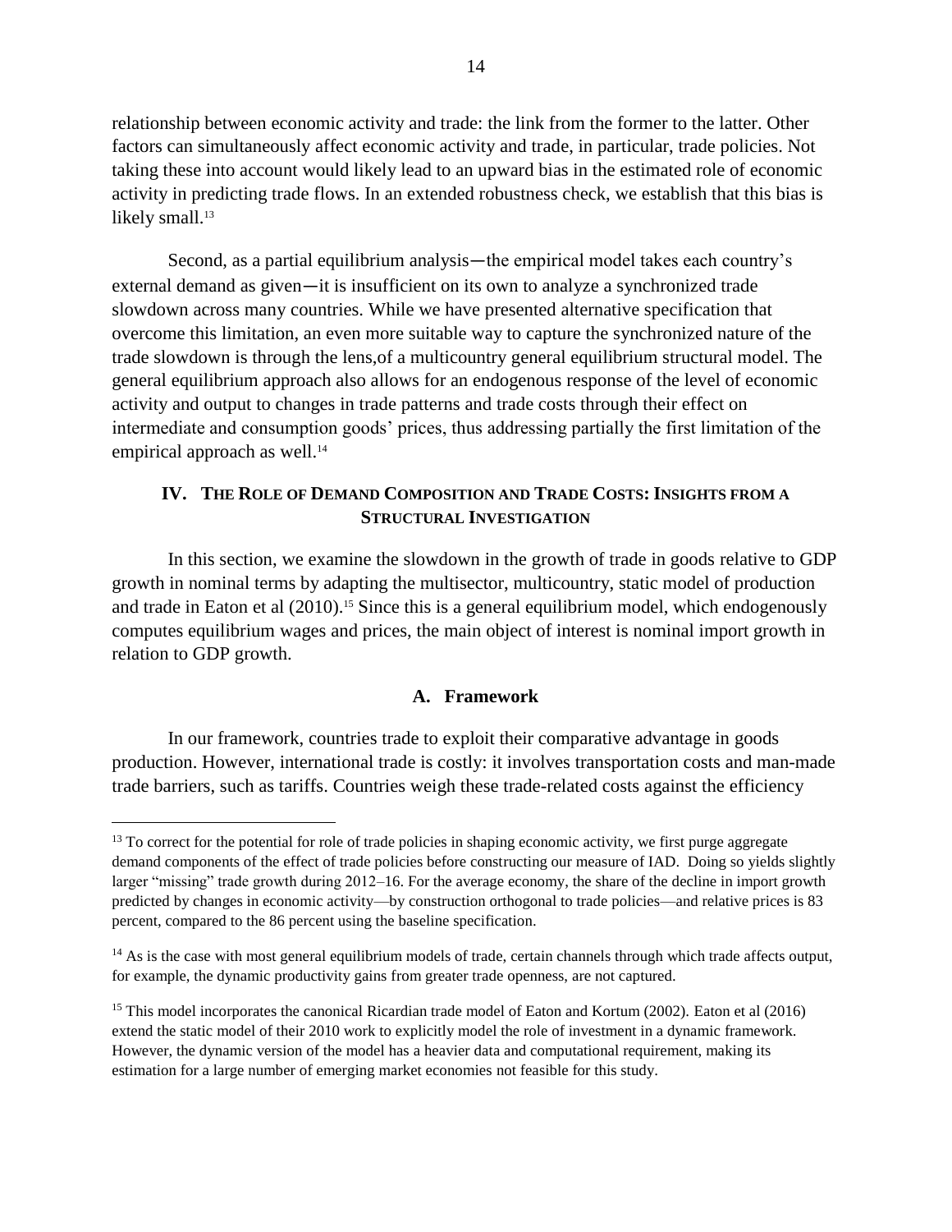relationship between economic activity and trade: the link from the former to the latter. Other factors can simultaneously affect economic activity and trade, in particular, trade policies. Not taking these into account would likely lead to an upward bias in the estimated role of economic activity in predicting trade flows. In an extended robustness check, we establish that this bias is likely small.[13]

Second, as a partial equilibrium analysis―the empirical model takes each country's external demand as given―it is insufficient on its own to analyze a synchronized trade slowdown across many countries. While we have presented alternative specification that overcome this limitation, an even more suitable way to capture the synchronized nature of the trade slowdown is through the lens,of a multicountry general equilibrium structural model. The general equilibrium approach also allows for an endogenous response of the level of economic activity and output to changes in trade patterns and trade costs through their effect on intermediate and consumption goods' prices, thus addressing partially the first limitation of the empirical approach as well.[14]

## IV. The Role of Demand Composition and Trade Costs: Insights from a Structural Investigation

In this section, we examine the slowdown in the growth of trade in goods relative to GDP growth in nominal terms by adapting the multisector, multicountry, static model of production and trade in Eaton et al (2010).[15] Since this is a general equilibrium model, which endogenously computes equilibrium wages and prices, the main object of interest is nominal import growth in relation to GDP growth.

### A. Framework

In our framework, countries trade to exploit their comparative advantage in goods production. However, international trade is costly: it involves transportation costs and man-made trade barriers, such as tariffs. Countries weigh these trade-related costs against the efficiency

---

[13] To correct for the potential for role of trade policies in shaping economic activity, we first purge aggregate demand components of the effect of trade policies before constructing our measure of IAD. Doing so yields slightly larger "missing" trade growth during 2012–16. For the average economy, the share of the decline in import growth predicted by changes in economic activity—by construction orthogonal to trade policies—and relative prices is 83 percent, compared to the 86 percent using the baseline specification.

[14] As is the case with most general equilibrium models of trade, certain channels through which trade affects output, for example, the dynamic productivity gains from greater trade openness, are not captured.

[15] This model incorporates the canonical Ricardian trade model of Eaton and Kortum (2002). Eaton et al (2016) extend the static model of their 2010 work to explicitly model the role of investment in a dynamic framework. However, the dynamic version of the model has a heavier data and computational requirement, making its estimation for a large number of emerging market economies not feasible for this study.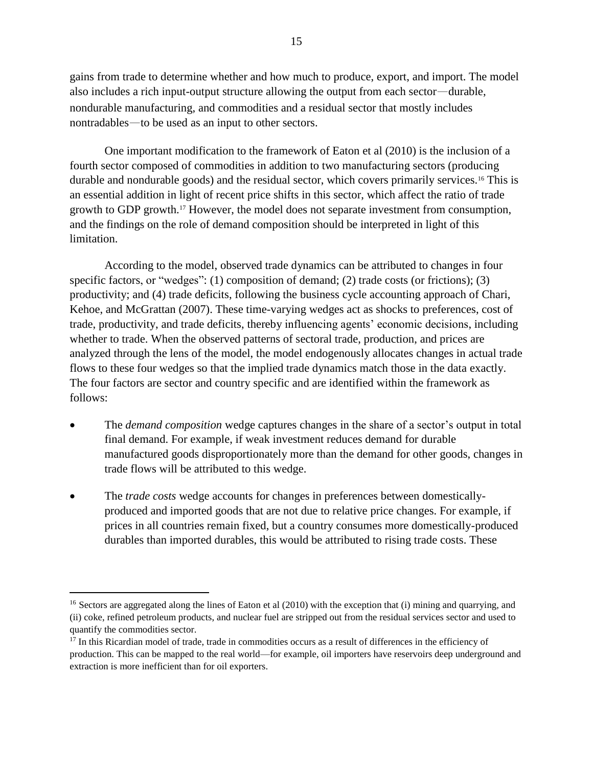gains from trade to determine whether and how much to produce, export, and import. The model also includes a rich input-output structure allowing the output from each sector—durable, nondurable manufacturing, and commodities and a residual sector that mostly includes nontradables—to be used as an input to other sectors.

One important modification to the framework of Eaton et al (2010) is the inclusion of a fourth sector composed of commodities in addition to two manufacturing sectors (producing durable and nondurable goods) and the residual sector, which covers primarily services.[16] This is an essential addition in light of recent price shifts in this sector, which affect the ratio of trade growth to GDP growth.[17] However, the model does not separate investment from consumption, and the findings on the role of demand composition should be interpreted in light of this limitation.

According to the model, observed trade dynamics can be attributed to changes in four specific factors, or "wedges": (1) composition of demand; (2) trade costs (or frictions); (3) productivity; and (4) trade deficits, following the business cycle accounting approach of Chari, Kehoe, and McGrattan (2007). These time-varying wedges act as shocks to preferences, cost of trade, productivity, and trade deficits, thereby influencing agents' economic decisions, including whether to trade. When the observed patterns of sectoral trade, production, and prices are analyzed through the lens of the model, the model endogenously allocates changes in actual trade flows to these four wedges so that the implied trade dynamics match those in the data exactly. The four factors are sector and country specific and are identified within the framework as follows:

- The *demand composition* wedge captures changes in the share of a sector's output in total final demand. For example, if weak investment reduces demand for durable manufactured goods disproportionately more than the demand for other goods, changes in trade flows will be attributed to this wedge.
- The *trade costs* wedge accounts for changes in preferences between domestically-produced and imported goods that are not due to relative price changes. For example, if prices in all countries remain fixed, but a country consumes more domestically-produced durables than imported durables, this would be attributed to rising trade costs. These

[16] Sectors are aggregated along the lines of Eaton et al (2010) with the exception that (i) mining and quarrying, and (ii) coke, refined petroleum products, and nuclear fuel are stripped out from the residual services sector and used to quantify the commodities sector.

[17] In this Ricardian model of trade, trade in commodities occurs as a result of differences in the efficiency of production. This can be mapped to the real world—for example, oil importers have reservoirs deep underground and extraction is more inefficient than for oil exporters.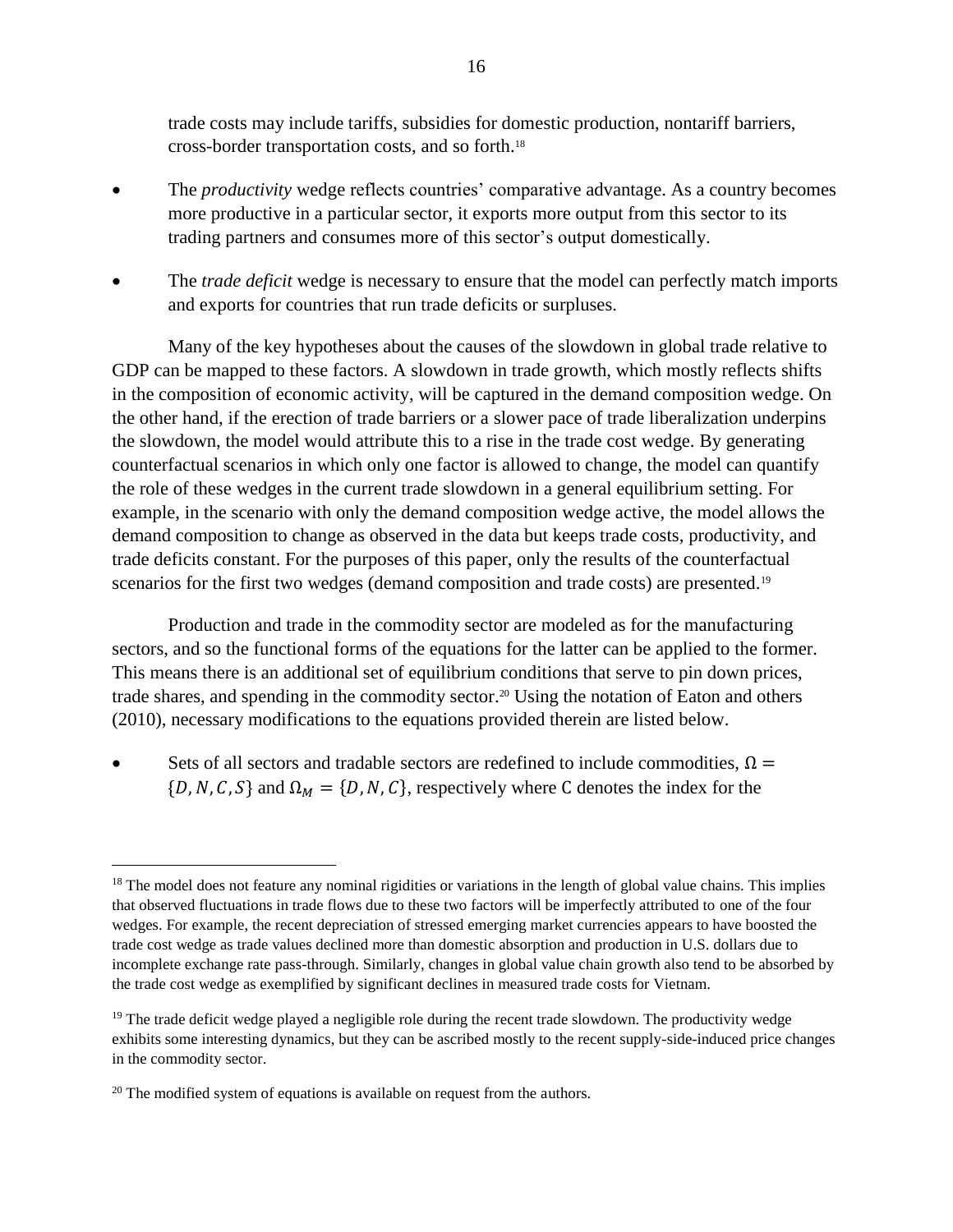trade costs may include tariffs, subsidies for domestic production, nontariff barriers, cross-border transportation costs, and so forth.[18]

- The *productivity* wedge reflects countries' comparative advantage. As a country becomes more productive in a particular sector, it exports more output from this sector to its trading partners and consumes more of this sector's output domestically.
- The *trade deficit* wedge is necessary to ensure that the model can perfectly match imports and exports for countries that run trade deficits or surpluses.

Many of the key hypotheses about the causes of the slowdown in global trade relative to GDP can be mapped to these factors. A slowdown in trade growth, which mostly reflects shifts in the composition of economic activity, will be captured in the demand composition wedge. On the other hand, if the erection of trade barriers or a slower pace of trade liberalization underpins the slowdown, the model would attribute this to a rise in the trade cost wedge. By generating counterfactual scenarios in which only one factor is allowed to change, the model can quantify the role of these wedges in the current trade slowdown in a general equilibrium setting. For example, in the scenario with only the demand composition wedge active, the model allows the demand composition to change as observed in the data but keeps trade costs, productivity, and trade deficits constant. For the purposes of this paper, only the results of the counterfactual scenarios for the first two wedges (demand composition and trade costs) are presented.[19]

Production and trade in the commodity sector are modeled as for the manufacturing sectors, and so the functional forms of the equations for the latter can be applied to the former. This means there is an additional set of equilibrium conditions that serve to pin down prices, trade shares, and spending in the commodity sector.[20] Using the notation of Eaton and others (2010), necessary modifications to the equations provided therein are listed below.

- Sets of all sectors and tradable sectors are redefined to include commodities, $\Omega = \{D, N, C, S\}$ and $\Omega_M = \{D, N, C\}$, respectively where C denotes the index for the

---

[18] The model does not feature any nominal rigidities or variations in the length of global value chains. This implies that observed fluctuations in trade flows due to these two factors will be imperfectly attributed to one of the four wedges. For example, the recent depreciation of stressed emerging market currencies appears to have boosted the trade cost wedge as trade values declined more than domestic absorption and production in U.S. dollars due to incomplete exchange rate pass-through. Similarly, changes in global value chain growth also tend to be absorbed by the trade cost wedge as exemplified by significant declines in measured trade costs for Vietnam.

[19] The trade deficit wedge played a negligible role during the recent trade slowdown. The productivity wedge exhibits some interesting dynamics, but they can be ascribed mostly to the recent supply-side-induced price changes in the commodity sector.

[20] The modified system of equations is available on request from the authors.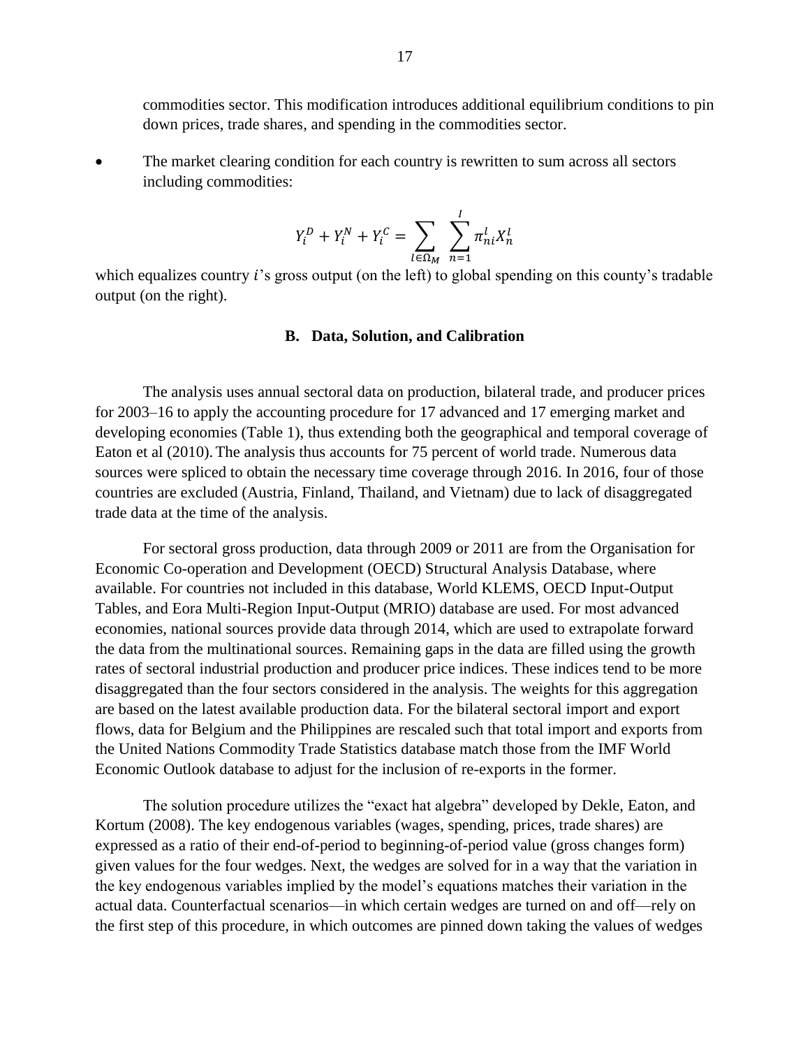commodities sector. This modification introduces additional equilibrium conditions to pin down prices, trade shares, and spending in the commodities sector.

- The market clearing condition for each country is rewritten to sum across all sectors including commodities:

$$Y_i^D + Y_i^N + Y_i^C = \sum_{l \in \Omega_M} \sum_{n=1}^{I} \pi_{ni}^l X_n^l$$

which equalizes country $i$'s gross output (on the left) to global spending on this county's tradable output (on the right).

### B. Data, Solution, and Calibration

The analysis uses annual sectoral data on production, bilateral trade, and producer prices for 2003–16 to apply the accounting procedure for 17 advanced and 17 emerging market and developing economies (Table 1), thus extending both the geographical and temporal coverage of Eaton et al (2010). The analysis thus accounts for 75 percent of world trade. Numerous data sources were spliced to obtain the necessary time coverage through 2016. In 2016, four of those countries are excluded (Austria, Finland, Thailand, and Vietnam) due to lack of disaggregated trade data at the time of the analysis.

For sectoral gross production, data through 2009 or 2011 are from the Organisation for Economic Co-operation and Development (OECD) Structural Analysis Database, where available. For countries not included in this database, World KLEMS, OECD Input-Output Tables, and Eora Multi-Region Input-Output (MRIO) database are used. For most advanced economies, national sources provide data through 2014, which are used to extrapolate forward the data from the multinational sources. Remaining gaps in the data are filled using the growth rates of sectoral industrial production and producer price indices. These indices tend to be more disaggregated than the four sectors considered in the analysis. The weights for this aggregation are based on the latest available production data. For the bilateral sectoral import and export flows, data for Belgium and the Philippines are rescaled such that total import and exports from the United Nations Commodity Trade Statistics database match those from the IMF World Economic Outlook database to adjust for the inclusion of re-exports in the former.

The solution procedure utilizes the "exact hat algebra" developed by Dekle, Eaton, and Kortum (2008). The key endogenous variables (wages, spending, prices, trade shares) are expressed as a ratio of their end-of-period to beginning-of-period value (gross changes form) given values for the four wedges. Next, the wedges are solved for in a way that the variation in the key endogenous variables implied by the model's equations matches their variation in the actual data. Counterfactual scenarios—in which certain wedges are turned on and off—rely on the first step of this procedure, in which outcomes are pinned down taking the values of wedges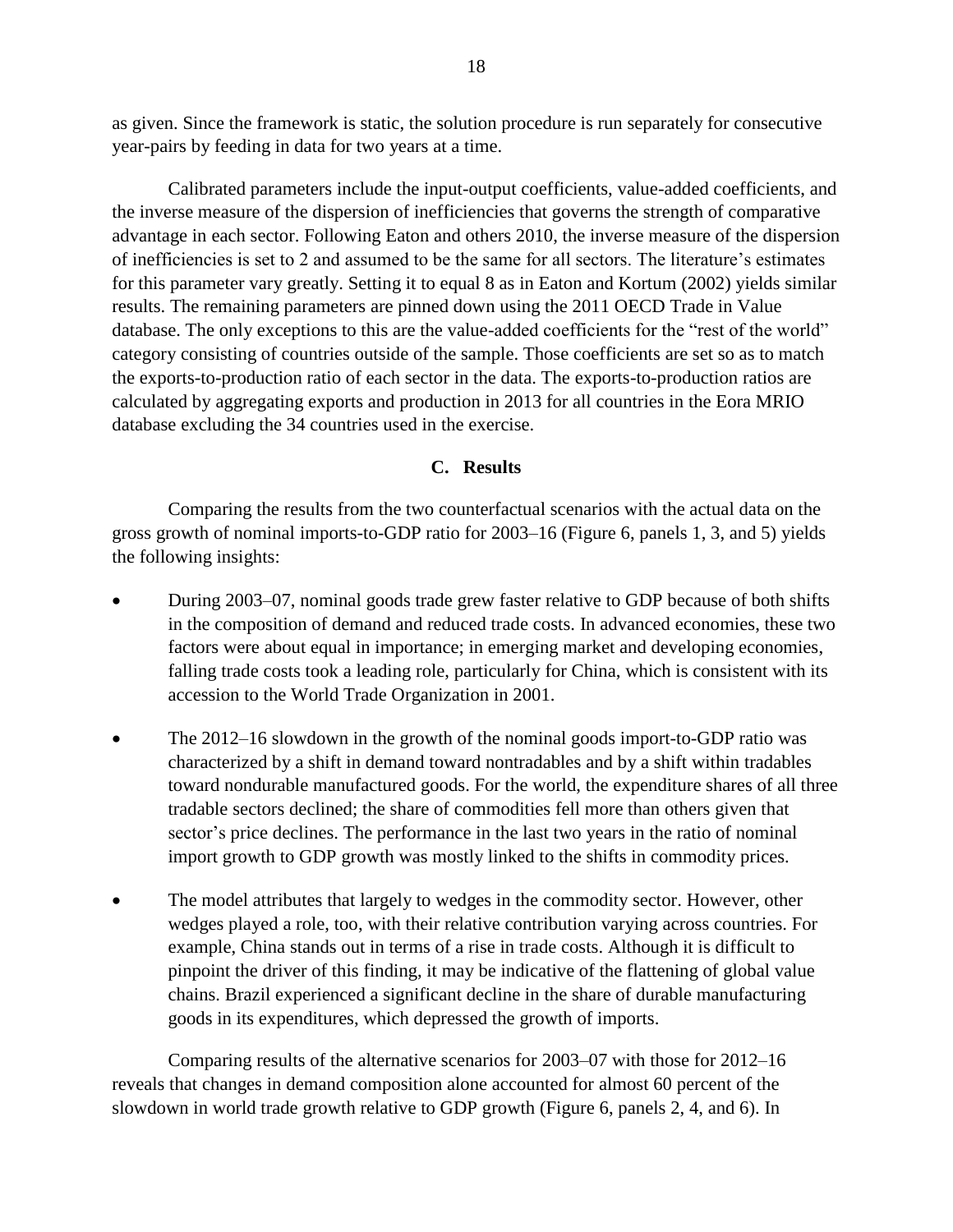as given. Since the framework is static, the solution procedure is run separately for consecutive year-pairs by feeding in data for two years at a time.

Calibrated parameters include the input-output coefficients, value-added coefficients, and the inverse measure of the dispersion of inefficiencies that governs the strength of comparative advantage in each sector. Following Eaton and others 2010, the inverse measure of the dispersion of inefficiencies is set to 2 and assumed to be the same for all sectors. The literature's estimates for this parameter vary greatly. Setting it to equal 8 as in Eaton and Kortum (2002) yields similar results. The remaining parameters are pinned down using the 2011 OECD Trade in Value database. The only exceptions to this are the value-added coefficients for the "rest of the world" category consisting of countries outside of the sample. Those coefficients are set so as to match the exports-to-production ratio of each sector in the data. The exports-to-production ratios are calculated by aggregating exports and production in 2013 for all countries in the Eora MRIO database excluding the 34 countries used in the exercise.

### C. Results

Comparing the results from the two counterfactual scenarios with the actual data on the gross growth of nominal imports-to-GDP ratio for 2003–16 (Figure 6, panels 1, 3, and 5) yields the following insights:

- During 2003–07, nominal goods trade grew faster relative to GDP because of both shifts in the composition of demand and reduced trade costs. In advanced economies, these two factors were about equal in importance; in emerging market and developing economies, falling trade costs took a leading role, particularly for China, which is consistent with its accession to the World Trade Organization in 2001.

- The 2012–16 slowdown in the growth of the nominal goods import-to-GDP ratio was characterized by a shift in demand toward nontradables and by a shift within tradables toward nondurable manufactured goods. For the world, the expenditure shares of all three tradable sectors declined; the share of commodities fell more than others given that sector's price declines. The performance in the last two years in the ratio of nominal import growth to GDP growth was mostly linked to the shifts in commodity prices.

- The model attributes that largely to wedges in the commodity sector. However, other wedges played a role, too, with their relative contribution varying across countries. For example, China stands out in terms of a rise in trade costs. Although it is difficult to pinpoint the driver of this finding, it may be indicative of the flattening of global value chains. Brazil experienced a significant decline in the share of durable manufacturing goods in its expenditures, which depressed the growth of imports.

Comparing results of the alternative scenarios for 2003–07 with those for 2012–16 reveals that changes in demand composition alone accounted for almost 60 percent of the slowdown in world trade growth relative to GDP growth (Figure 6, panels 2, 4, and 6). In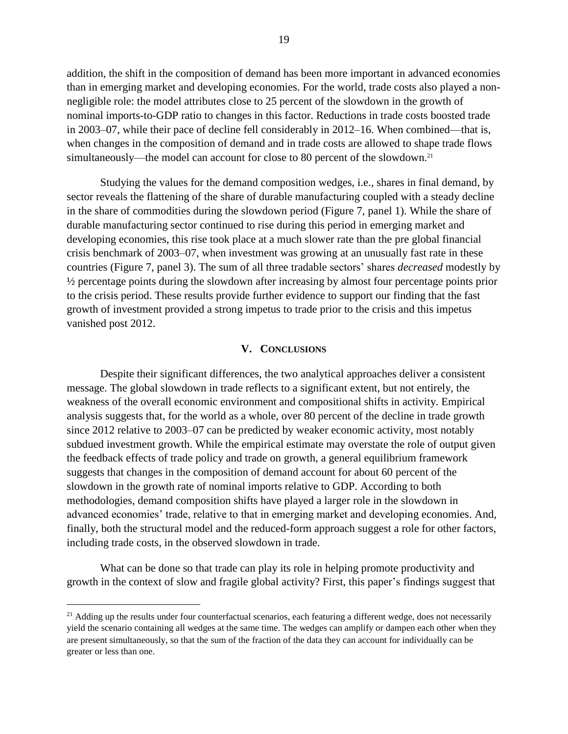addition, the shift in the composition of demand has been more important in advanced economies than in emerging market and developing economies. For the world, trade costs also played a non-negligible role: the model attributes close to 25 percent of the slowdown in the growth of nominal imports-to-GDP ratio to changes in this factor. Reductions in trade costs boosted trade in 2003–07, while their pace of decline fell considerably in 2012–16. When combined—that is, when changes in the composition of demand and in trade costs are allowed to shape trade flows simultaneously—the model can account for close to 80 percent of the slowdown.[21]

Studying the values for the demand composition wedges, i.e., shares in final demand, by sector reveals the flattening of the share of durable manufacturing coupled with a steady decline in the share of commodities during the slowdown period (Figure 7, panel 1). While the share of durable manufacturing sector continued to rise during this period in emerging market and developing economies, this rise took place at a much slower rate than the pre global financial crisis benchmark of 2003–07, when investment was growing at an unusually fast rate in these countries (Figure 7, panel 3). The sum of all three tradable sectors' shares *decreased* modestly by ½ percentage points during the slowdown after increasing by almost four percentage points prior to the crisis period. These results provide further evidence to support our finding that the fast growth of investment provided a strong impetus to trade prior to the crisis and this impetus vanished post 2012.

## V. Conclusions

Despite their significant differences, the two analytical approaches deliver a consistent message. The global slowdown in trade reflects to a significant extent, but not entirely, the weakness of the overall economic environment and compositional shifts in activity. Empirical analysis suggests that, for the world as a whole, over 80 percent of the decline in trade growth since 2012 relative to 2003–07 can be predicted by weaker economic activity, most notably subdued investment growth. While the empirical estimate may overstate the role of output given the feedback effects of trade policy and trade on growth, a general equilibrium framework suggests that changes in the composition of demand account for about 60 percent of the slowdown in the growth rate of nominal imports relative to GDP. According to both methodologies, demand composition shifts have played a larger role in the slowdown in advanced economies' trade, relative to that in emerging market and developing economies. And, finally, both the structural model and the reduced-form approach suggest a role for other factors, including trade costs, in the observed slowdown in trade.

What can be done so that trade can play its role in helping promote productivity and growth in the context of slow and fragile global activity? First, this paper's findings suggest that

[21] Adding up the results under four counterfactual scenarios, each featuring a different wedge, does not necessarily yield the scenario containing all wedges at the same time. The wedges can amplify or dampen each other when they are present simultaneously, so that the sum of the fraction of the data they can account for individually can be greater or less than one.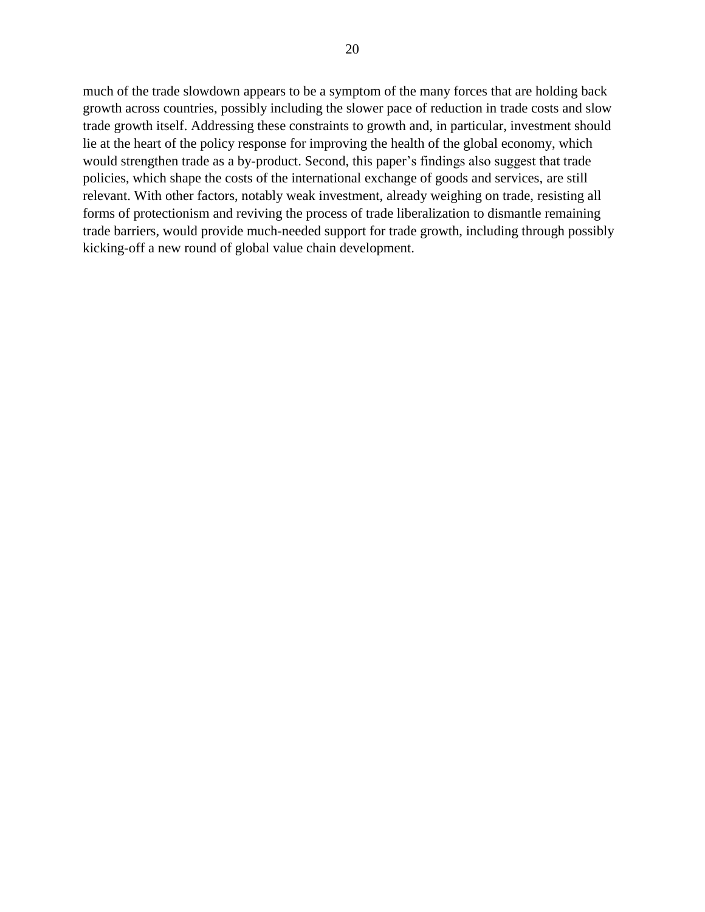much of the trade slowdown appears to be a symptom of the many forces that are holding back growth across countries, possibly including the slower pace of reduction in trade costs and slow trade growth itself. Addressing these constraints to growth and, in particular, investment should lie at the heart of the policy response for improving the health of the global economy, which would strengthen trade as a by-product. Second, this paper's findings also suggest that trade policies, which shape the costs of the international exchange of goods and services, are still relevant. With other factors, notably weak investment, already weighing on trade, resisting all forms of protectionism and reviving the process of trade liberalization to dismantle remaining trade barriers, would provide much-needed support for trade growth, including through possibly kicking-off a new round of global value chain development.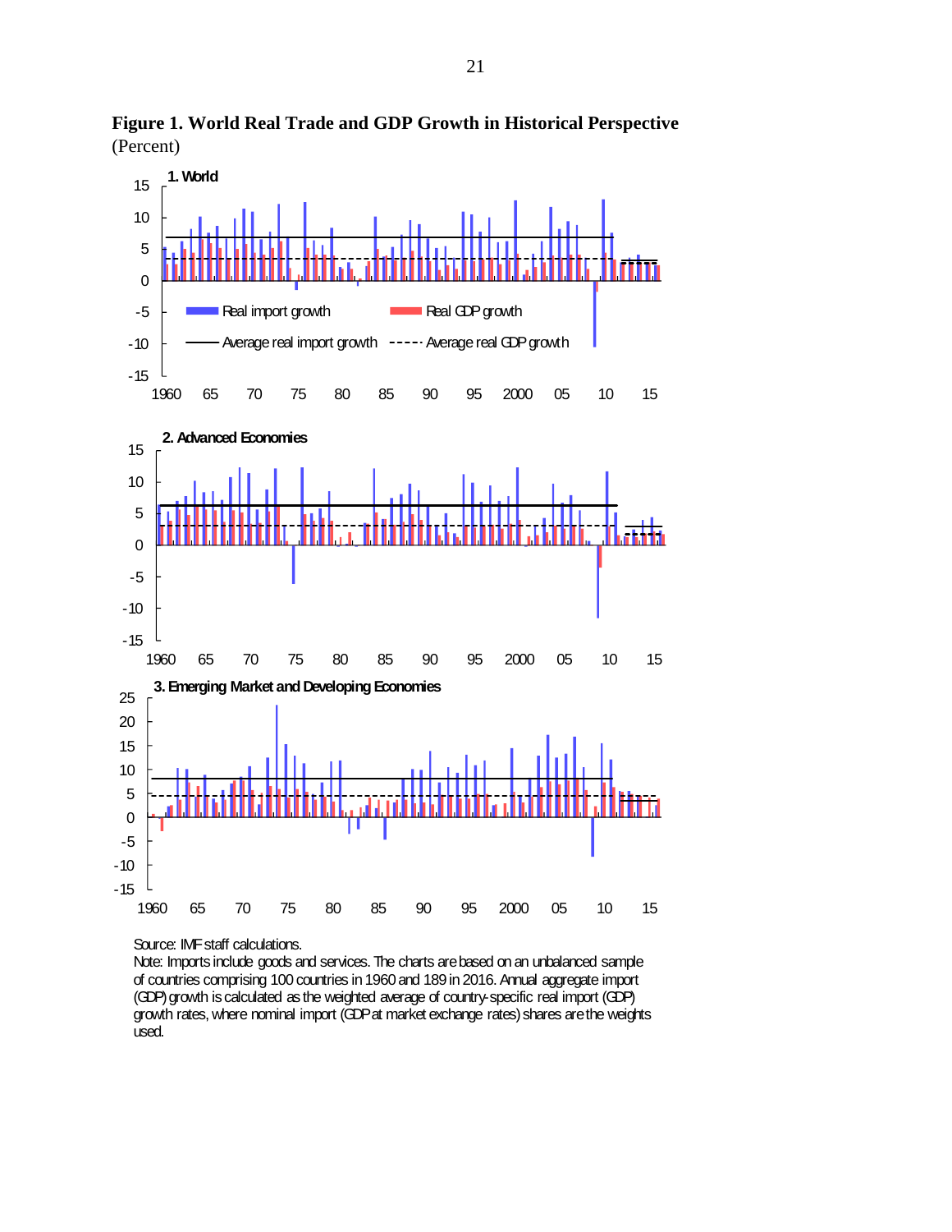**Figure 1. World Real Trade and GDP Growth in Historical Perspective**
(Percent)

Source: IMF staff calculations.
Note: Imports include goods and services. The charts are based on an unbalanced sample of countries comprising 100 countries in 1960 and 189 in 2016. Annual aggregate import (GDP) growth is calculated as the weighted average of country-specific real import (GDP) growth rates, where nominal import (GDP at market exchange rates) shares are the weights used.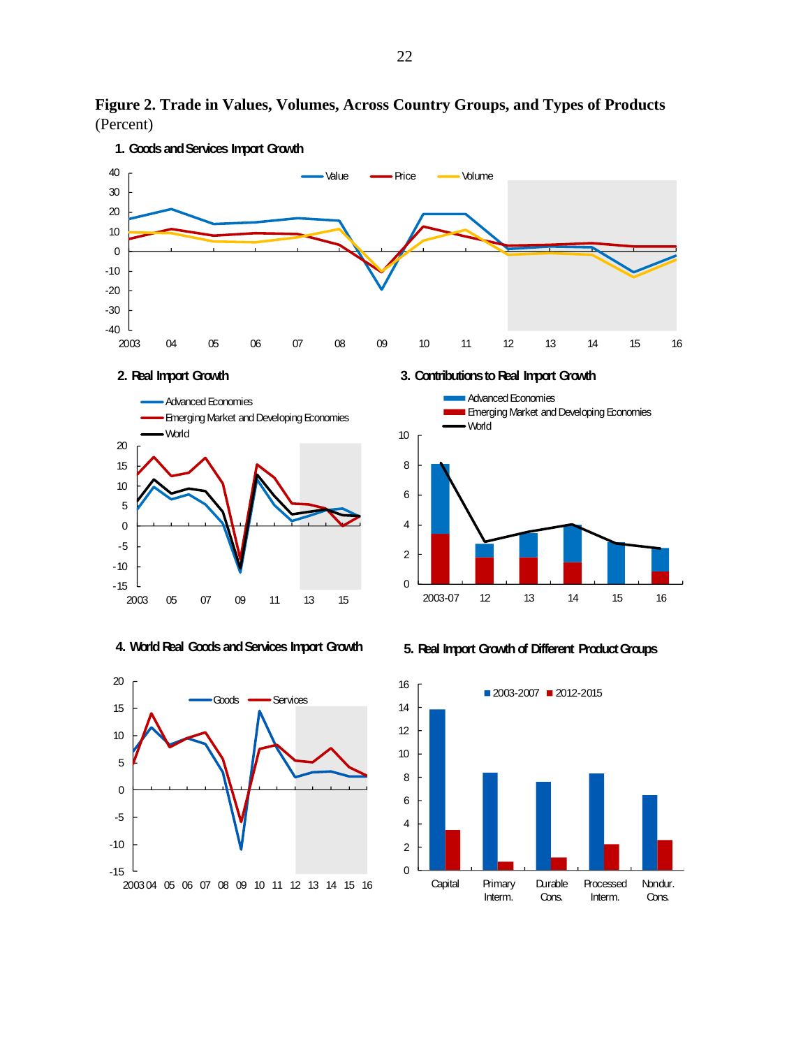**Figure 2. Trade in Values, Volumes, Across Country Groups, and Types of Products**
(Percent)

**1. Goods and Services Import Growth**

**2. Real Import Growth**

**3. Contributions to Real Import Growth**

**4. World Real Goods and Services Import Growth**

**5. Real Import Growth of Different Product Groups**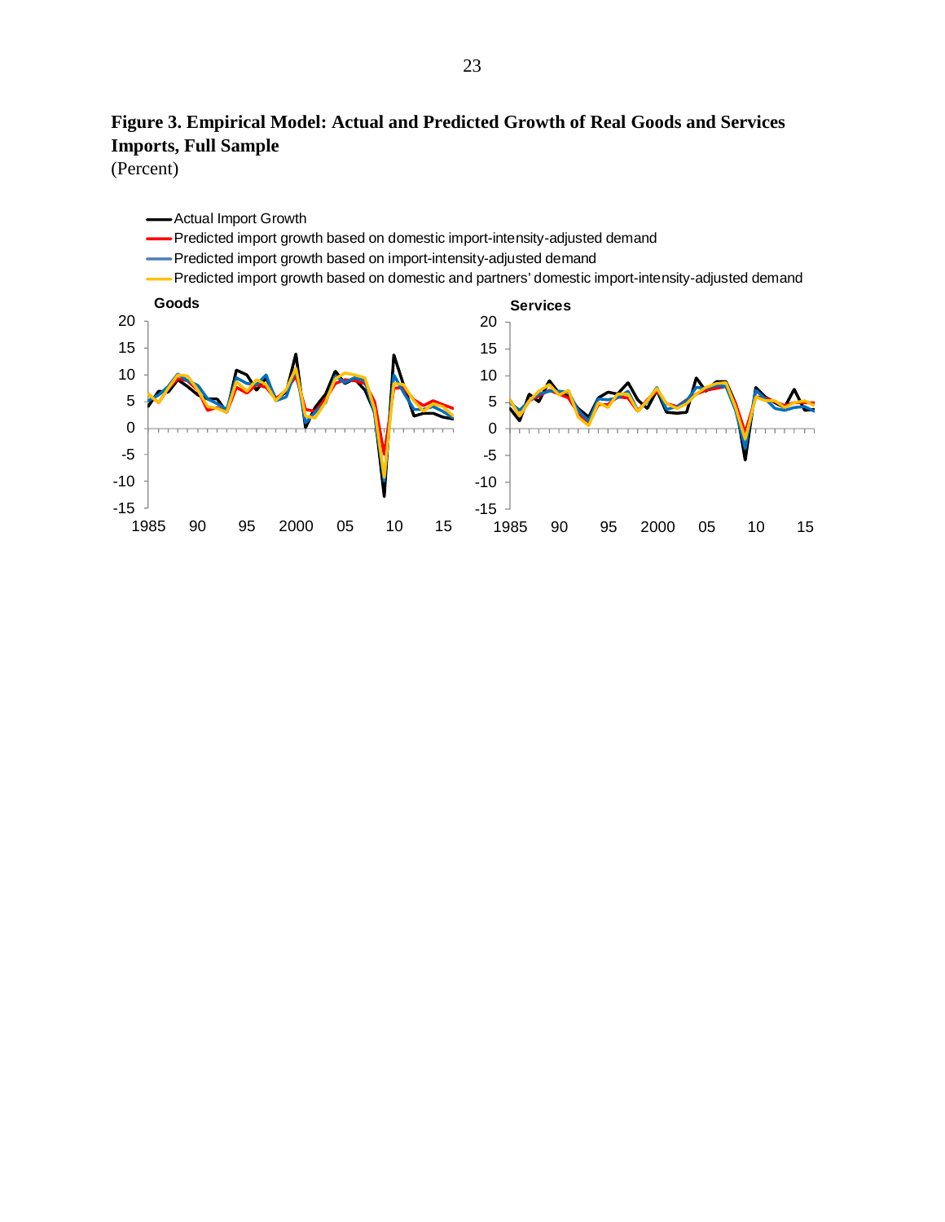**Figure 3. Empirical Model: Actual and Predicted Growth of Real Goods and Services Imports, Full Sample**

(Percent)

- Actual Import Growth
- Predicted import growth based on domestic import-intensity-adjusted demand
- Predicted import growth based on import-intensity-adjusted demand
- Predicted import growth based on domestic and partners' domestic import-intensity-adjusted demand

**Goods**

**Services**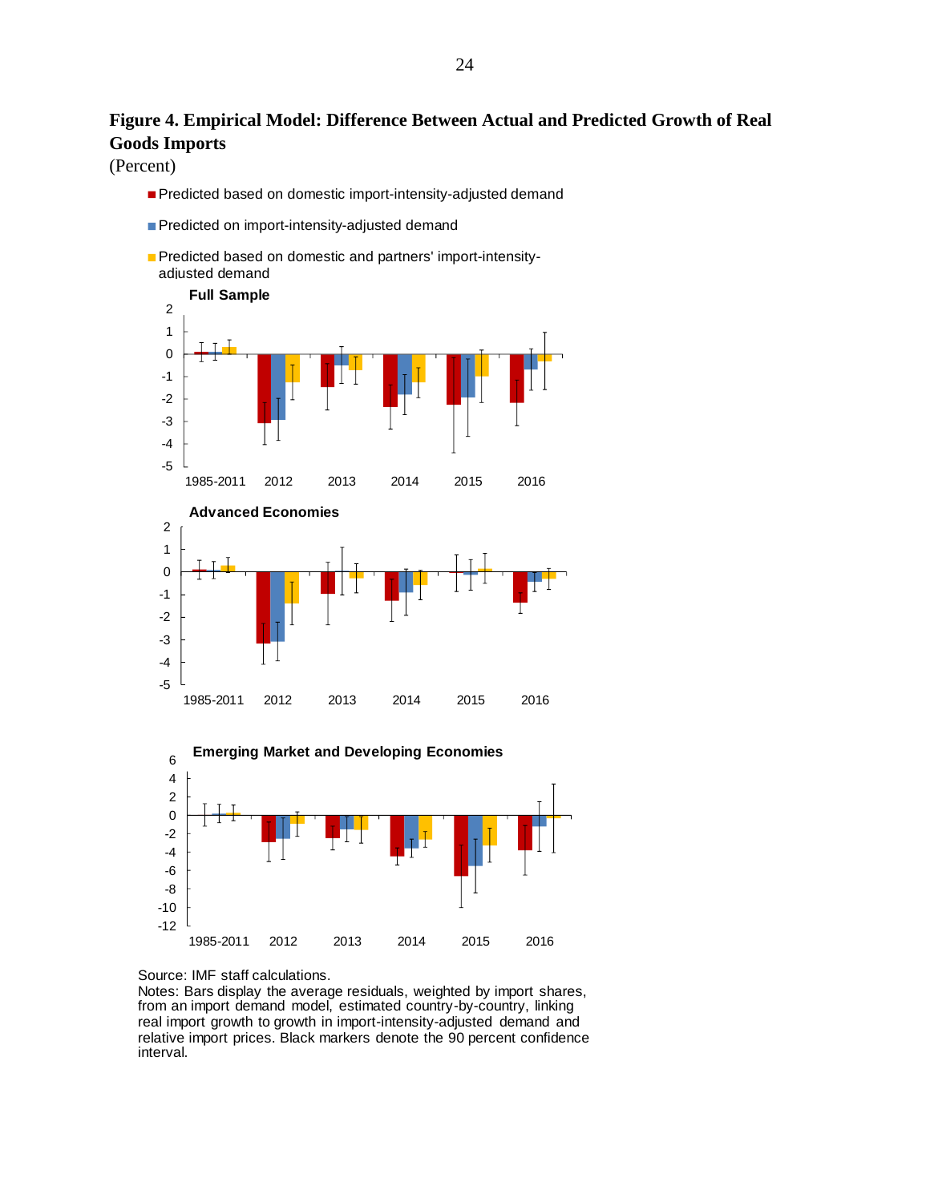**Figure 4. Empirical Model: Difference Between Actual and Predicted Growth of Real Goods Imports**

(Percent)

- Predicted based on domestic import-intensity-adjusted demand
- Predicted on import-intensity-adjusted demand
- Predicted based on domestic and partners' import-intensity-adjusted demand

**Full Sample**

**Advanced Economies**

**Emerging Market and Developing Economies**

Source: IMF staff calculations.

Notes: Bars display the average residuals, weighted by import shares, from an import demand model, estimated country-by-country, linking real import growth to growth in import-intensity-adjusted demand and relative import prices. Black markers denote the 90 percent confidence interval.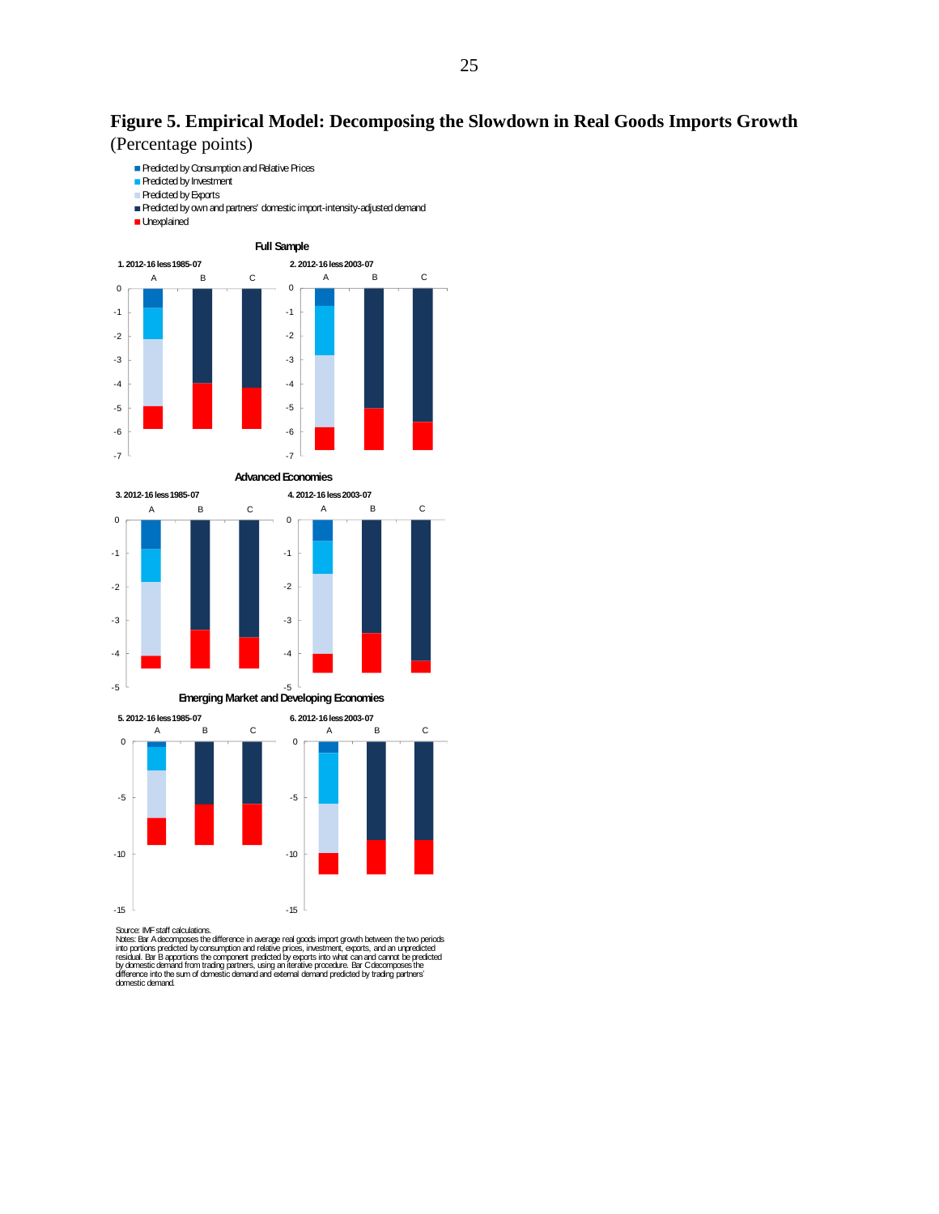**Figure 5. Empirical Model: Decomposing the Slowdown in Real Goods Imports Growth**
(Percentage points)

- Predicted by Consumption and Relative Prices
- Predicted by Investment
- Predicted by Exports
- Predicted by own and partners' domestic import-intensity-adjusted demand
- Unexplained

**Full Sample**

1. 2012-16 less 1985-07
2. 2012-16 less 2003-07

**Advanced Economies**

3. 2012-16 less 1985-07
4. 2012-16 less 2003-07

**Emerging Market and Developing Economies**

5. 2012-16 less 1985-07
6. 2012-16 less 2003-07

Source: IMF staff calculations.
Notes: Bar A decomposes the difference in average real goods import growth between the two periods into portions predicted by consumption and relative prices, investment, exports, and an unpredicted residual. Bar B apportions the component predicted by exports into what can and cannot be predicted by domestic demand from trading partners, using an iterative procedure. Bar C decomposes the difference into the sum of domestic demand and external demand predicted by trading partners' domestic demand.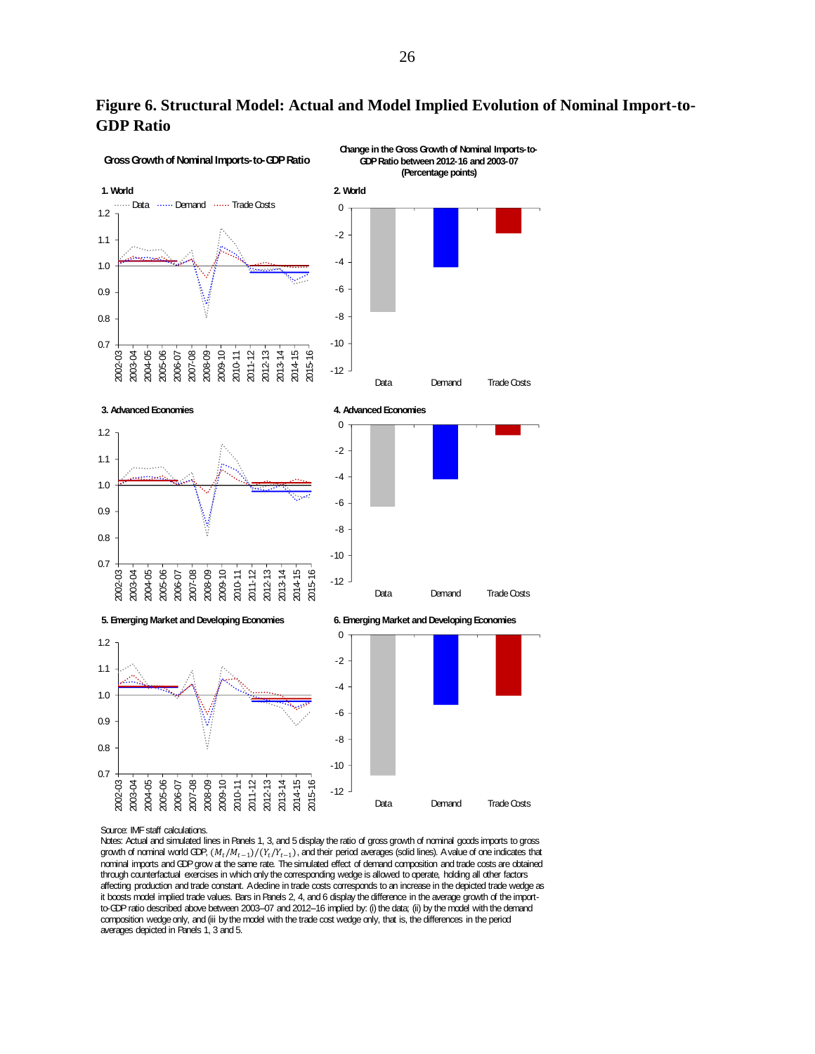## Figure 6. Structural Model: Actual and Model Implied Evolution of Nominal Import-to-GDP Ratio

Source: IMF staff calculations.

Notes: Actual and simulated lines in Panels 1, 3, and 5 display the ratio of gross growth of nominal goods imports to gross growth of nominal world GDP, $(M_t/M_{t-1})/(Y_t/Y_{t-1})$, and their period averages (solid lines). A value of one indicates that nominal imports and GDP grow at the same rate. The simulated effect of demand composition and trade costs are obtained through counterfactual exercises in which only the corresponding wedge is allowed to operate, holding all other factors affecting production and trade constant. A decline in trade costs corresponds to an increase in the depicted trade wedge as it boosts model implied trade values. Bars in Panels 2, 4, and 6 display the difference in the average growth of the import-to-GDP ratio described above between 2003–07 and 2012–16 implied by: (i) the data; (ii) by the model with the demand composition wedge only, and (iii by the model with the trade cost wedge only, that is, the differences in the period averages depicted in Panels 1, 3 and 5.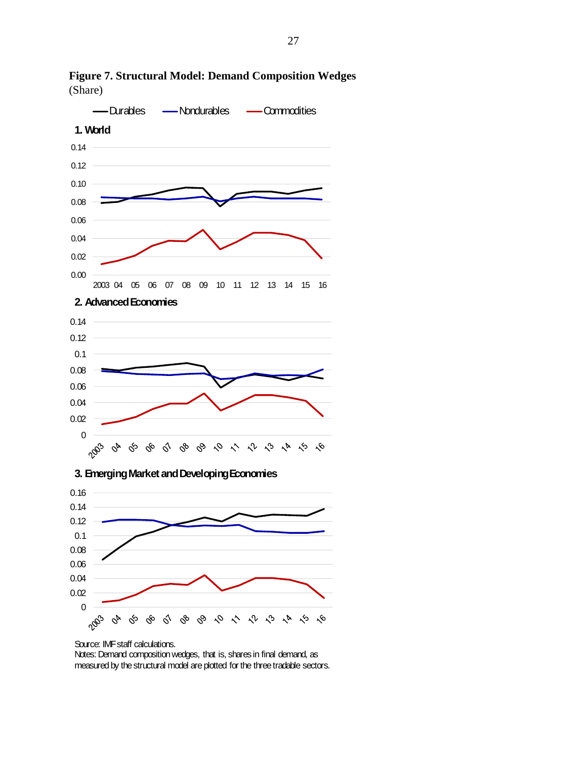**Figure 7. Structural Model: Demand Composition Wedges**
(Share)

Durables — Nondurables — Commodities

**1. World**

**2. Advanced Economies**

**3. Emerging Market and Developing Economies**

Source: IMF staff calculations.
Notes: Demand composition wedges, that is, shares in final demand, as measured by the structural model are plotted for the three tradable sectors.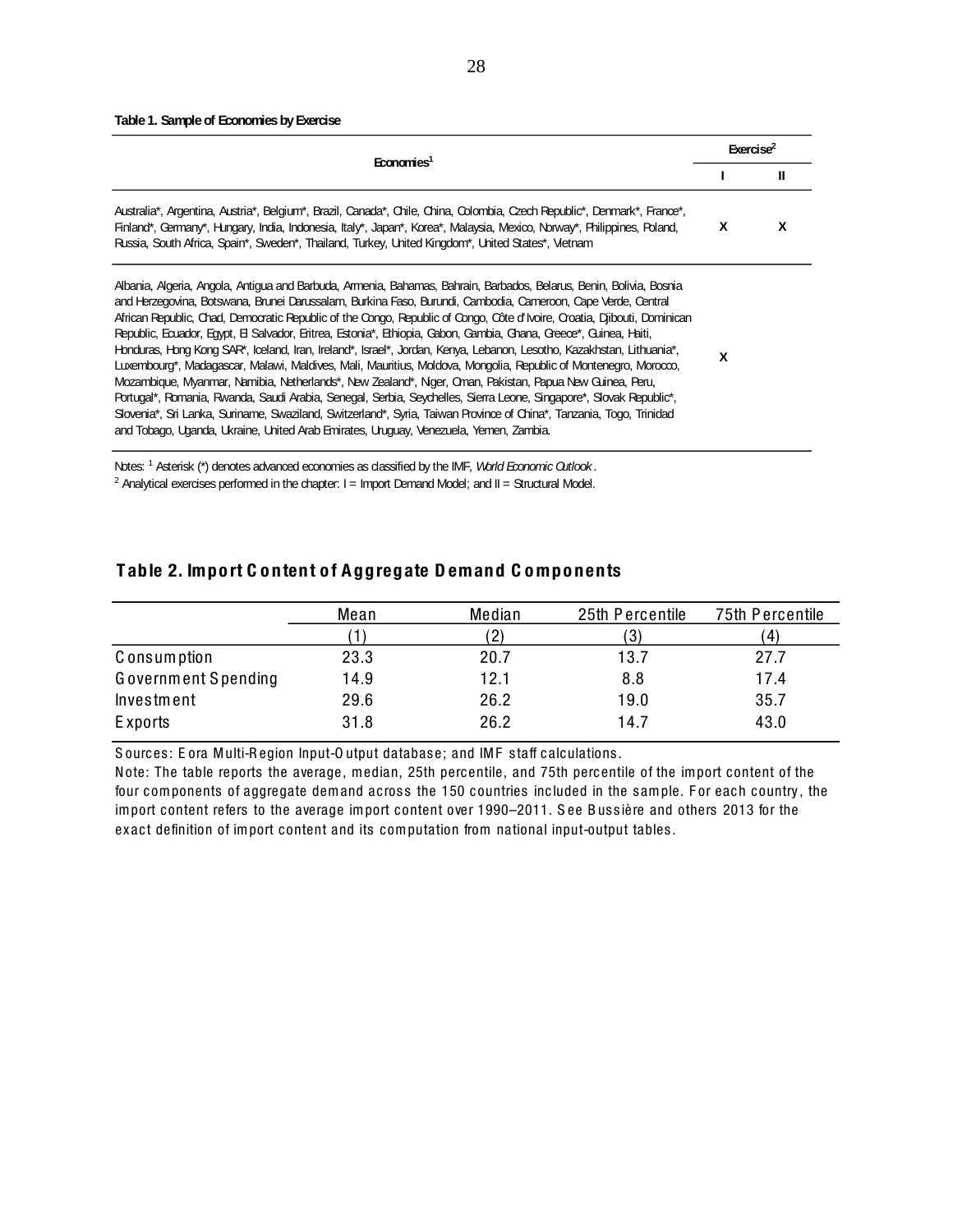**Table 1. Sample of Economies by Exercise**

| Economies[1] | Exercise[2] I | Exercise[2] II |
|---|---|---|
| Australia*, Argentina, Austria*, Belgium*, Brazil, Canada*, Chile, China, Colombia, Czech Republic*, Denmark*, France*, Finland*, Germany*, Hungary, India, Indonesia, Italy*, Japan*, Korea*, Malaysia, Mexico, Norway*, Philippines, Poland, Russia, South Africa, Spain*, Sweden*, Thailand, Turkey, United Kingdom*, United States*, Vietnam | X | X |
| Albania, Algeria, Angola, Antigua and Barbuda, Armenia, Bahamas, Bahrain, Barbados, Belarus, Benin, Bolivia, Bosnia and Herzegovina, Botswana, Brunei Darussalam, Burkina Faso, Burundi, Cambodia, Cameroon, Cape Verde, Central African Republic, Chad, Democratic Republic of the Congo, Republic of Congo, Côte d'Ivoire, Croatia, Djibouti, Dominican Republic, Ecuador, Egypt, El Salvador, Eritrea, Estonia*, Ethiopia, Gabon, Gambia, Ghana, Greece*, Guinea, Haiti, Honduras, Hong Kong SAR*, Iceland, Iran, Ireland*, Israel*, Jordan, Kenya, Lebanon, Lesotho, Kazakhstan, Lithuania*, Luxembourg*, Madagascar, Malawi, Maldives, Mali, Mauritius, Moldova, Mongolia, Republic of Montenegro, Morocco, Mozambique, Myanmar, Namibia, Netherlands*, New Zealand*, Niger, Oman, Pakistan, Papua New Guinea, Peru, Portugal*, Romania, Rwanda, Saudi Arabia, Senegal, Serbia, Seychelles, Sierra Leone, Singapore*, Slovak Republic*, Slovenia*, Sri Lanka, Suriname, Swaziland, Switzerland*, Syria, Taiwan Province of China*, Tanzania, Togo, Trinidad and Tobago, Uganda, Ukraine, United Arab Emirates, Uruguay, Venezuela, Yemen, Zambia. | X | |

Notes: [1] Asterisk (*) denotes advanced economies as classified by the IMF, *World Economic Outlook*.
[2] Analytical exercises performed in the chapter: I = Import Demand Model; and II = Structural Model.

## Table 2. Import Content of Aggregate Demand Components

| | Mean | Median | 25th Percentile | 75th Percentile |
|---|---|---|---|---|
| | (1) | (2) | (3) | (4) |
| Consumption | 23.3 | 20.7 | 13.7 | 27.7 |
| Government Spending | 14.9 | 12.1 | 8.8 | 17.4 |
| Investment | 29.6 | 26.2 | 19.0 | 35.7 |
| Exports | 31.8 | 26.2 | 14.7 | 43.0 |

Sources: Eora Multi-Region Input-Output database; and IMF staff calculations.
Note: The table reports the average, median, 25th percentile, and 75th percentile of the import content of the four components of aggregate demand across the 150 countries included in the sample. For each country, the import content refers to the average import content over 1990–2011. See Bussière and others 2013 for the exact definition of import content and its computation from national input-output tables.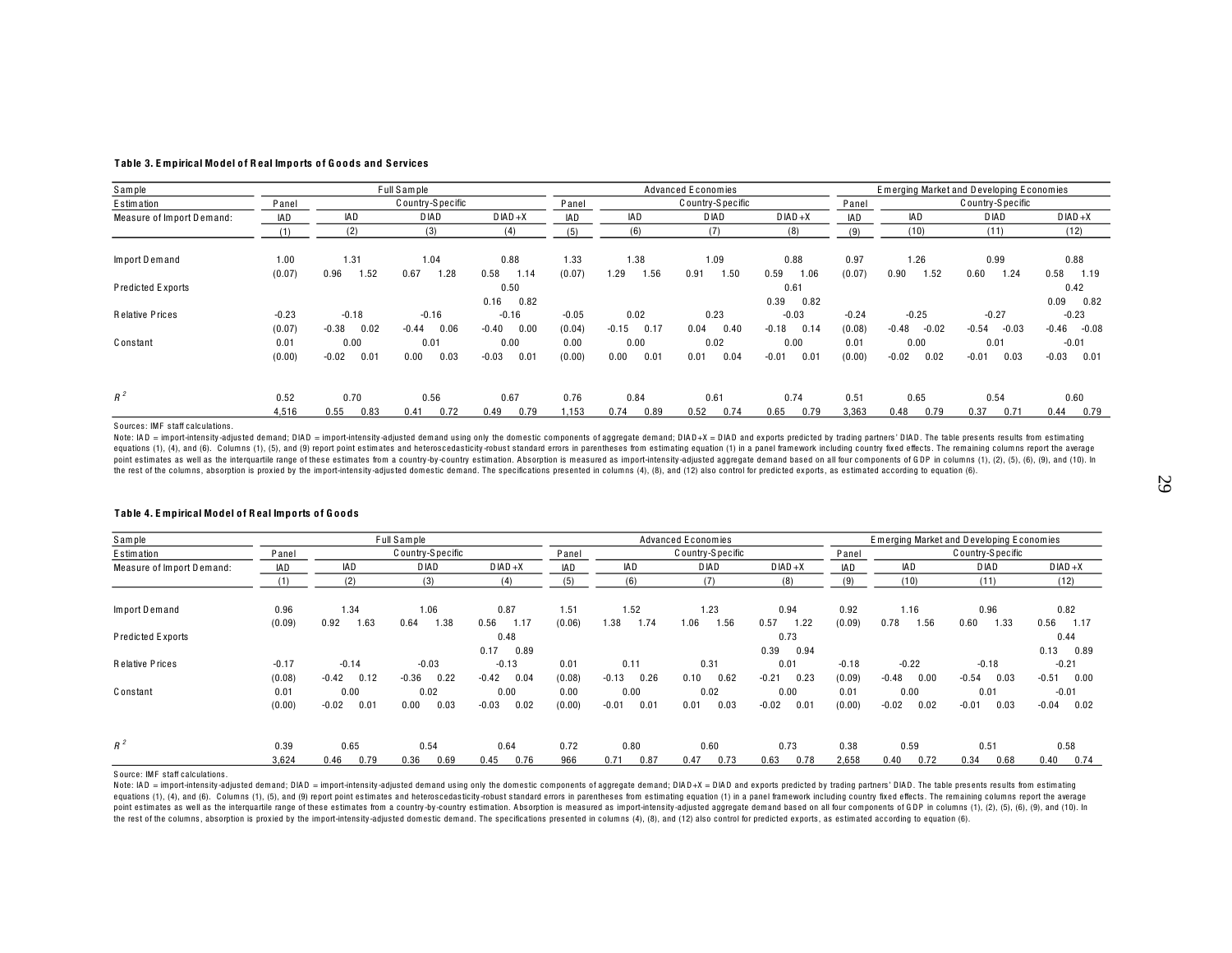**Table 3. Empirical Model of Real Imports of Goods and Services**

| Sample | Full Sample | | | | | | | Advanced Economies | | | | | | | Emerging Market and Developing Economies | | | | | | |
|---|---|---|---|---|---|---|---|---|---|---|---|---|---|---|---|---|---|---|---|---|---|
| Estimation | Panel | Country-Specific | | | | | | Panel | Country-Specific | | | | | | Panel | Country-Specific | | | | | |
| Measure of Import Demand: | IAD | IAD | | DIAD | | DIAD+X | | IAD | IAD | | DIAD | | DIAD+X | | IAD | IAD | | DIAD | | DIAD+X | |
| | (1) | (2) | | (3) | | (4) | | (5) | (6) | | (7) | | (8) | | (9) | (10) | | (11) | | (12) | |
| Import Demand | 1.00 | 1.31 | | 1.04 | | 0.88 | | 1.33 | 1.38 | | 1.09 | | 0.88 | | 0.97 | 1.26 | | 0.99 | | 0.88 | |
| | (0.07) | 0.96 | 1.52 | 0.67 | 1.28 | 0.58 | 1.14 | (0.07) | 1.29 | 1.56 | 0.91 | 1.50 | 0.59 | 1.06 | (0.07) | 0.90 | 1.52 | 0.60 | 1.24 | 0.58 | 1.19 |
| Predicted Exports | | | | | | 0.50 | | | | | | | 0.61 | | | | | | | 0.42 | |
| | | | | | | 0.16 | 0.82 | | | | | | 0.39 | 0.82 | | | | | | 0.09 | 0.82 |
| Relative Prices | -0.23 | -0.18 | | -0.16 | | -0.16 | | -0.05 | 0.02 | | 0.23 | | -0.03 | | -0.24 | -0.25 | | -0.27 | | -0.23 | |
| | (0.07) | -0.38 | 0.02 | -0.44 | 0.06 | -0.40 | 0.00 | (0.04) | -0.15 | 0.17 | 0.04 | 0.40 | -0.18 | 0.14 | (0.08) | -0.48 | -0.02 | -0.54 | -0.03 | -0.46 | -0.08 |
| Constant | 0.01 | 0.00 | | 0.01 | | 0.00 | | 0.00 | 0.00 | | 0.02 | | 0.00 | | 0.01 | 0.00 | | 0.01 | | -0.01 | |
| | (0.00) | -0.02 | 0.01 | 0.00 | 0.03 | -0.03 | 0.01 | (0.00) | 0.00 | 0.01 | 0.01 | 0.04 | -0.01 | 0.01 | (0.00) | -0.02 | 0.02 | -0.01 | 0.03 | -0.03 | 0.01 |
| $R^2$ | 0.52 | 0.70 | | 0.56 | | 0.67 | | 0.76 | 0.84 | | 0.61 | | 0.74 | | 0.51 | 0.65 | | 0.54 | | 0.60 | |
| | 4,516 | 0.55 | 0.83 | 0.41 | 0.72 | 0.49 | 0.79 | 1,153 | 0.74 | 0.89 | 0.52 | 0.74 | 0.65 | 0.79 | 3,363 | 0.48 | 0.79 | 0.37 | 0.71 | 0.44 | 0.79 |

Sources: IMF staff calculations.

Note: IAD = import-intensity-adjusted demand; DIAD = import-intensity-adjusted demand using only the domestic components of aggregate demand; DIAD+X = DIAD and exports predicted by trading partners' DIAD. The table presents results from estimating equations (1), (4), and (6). Columns (1), (5), and (9) report point estimates and heteroscedasticity-robust standard errors in parentheses from estimating equation (1) in a panel framework including country fixed effects. The remaining columns report the average point estimates as well as the interquartile range of these estimates from a country-by-country estimation. Absorption is measured as import-intensity-adjusted aggregate demand based on all four components of GDP in columns (1), (2), (5), (6), (9), and (10). In the rest of the columns, absorption is proxied by the import-intensity-adjusted domestic demand. The specifications presented in columns (4), (8), and (12) also control for predicted exports, as estimated according to equation (6).

**Table 4. Empirical Model of Real Imports of Goods**

| Sample | Full Sample | | | | | | | Advanced Economies | | | | | | | Emerging Market and Developing Economies | | | | | | |
|---|---|---|---|---|---|---|---|---|---|---|---|---|---|---|---|---|---|---|---|---|---|
| Estimation | Panel | Country-Specific | | | | | | Panel | Country-Specific | | | | | | Panel | Country-Specific | | | | | |
| Measure of Import Demand: | IAD | IAD | | DIAD | | DIAD+X | | IAD | IAD | | DIAD | | DIAD+X | | IAD | IAD | | DIAD | | DIAD+X | |
| | (1) | (2) | | (3) | | (4) | | (5) | (6) | | (7) | | (8) | | (9) | (10) | | (11) | | (12) | |
| Import Demand | 0.96 | 1.34 | | 1.06 | | 0.87 | | 1.51 | 1.52 | | 1.23 | | 0.94 | | 0.92 | 1.16 | | 0.96 | | 0.82 | |
| | (0.09) | 0.92 | 1.63 | 0.64 | 1.38 | 0.56 | 1.17 | (0.06) | 1.38 | 1.74 | 1.06 | 1.56 | 0.57 | 1.22 | (0.09) | 0.78 | 1.56 | 0.60 | 1.33 | 0.56 | 1.17 |
| Predicted Exports | | | | | | 0.48 | | | | | | | 0.73 | | | | | | | 0.44 | |
| | | | | | | 0.17 | 0.89 | | | | | | 0.39 | 0.94 | | | | | | 0.13 | 0.89 |
| Relative Prices | -0.17 | -0.14 | | -0.03 | | -0.13 | | 0.01 | 0.11 | | 0.31 | | 0.01 | | -0.18 | -0.22 | | -0.18 | | -0.21 | |
| | (0.08) | -0.42 | 0.12 | -0.36 | 0.22 | -0.42 | 0.04 | (0.08) | -0.13 | 0.26 | 0.10 | 0.62 | -0.21 | 0.23 | (0.09) | -0.48 | 0.00 | -0.54 | 0.03 | -0.51 | 0.00 |
| Constant | 0.01 | 0.00 | | 0.02 | | 0.00 | | 0.00 | 0.00 | | 0.02 | | 0.00 | | 0.01 | 0.00 | | 0.01 | | -0.01 | |
| | (0.00) | -0.02 | 0.01 | 0.00 | 0.03 | -0.03 | 0.02 | (0.00) | -0.01 | 0.01 | 0.01 | 0.03 | -0.02 | 0.01 | (0.00) | -0.02 | 0.02 | -0.01 | 0.03 | -0.04 | 0.02 |
| $R^2$ | 0.39 | 0.65 | | 0.54 | | 0.64 | | 0.72 | 0.80 | | 0.60 | | 0.73 | | 0.38 | 0.59 | | 0.51 | | 0.58 | |
| | 3,624 | 0.46 | 0.79 | 0.36 | 0.69 | 0.45 | 0.76 | 966 | 0.71 | 0.87 | 0.47 | 0.73 | 0.63 | 0.78 | 2,658 | 0.40 | 0.72 | 0.34 | 0.68 | 0.40 | 0.74 |

Source: IMF staff calculations.

Note: IAD = import-intensity-adjusted demand; DIAD = import-intensity-adjusted demand using only the domestic components of aggregate demand; DIAD+X = DIAD and exports predicted by trading partners' DIAD. The table presents results from estimating equations (1), (4), and (6). Columns (1), (5), and (9) report point estimates and heteroscedasticity-robust standard errors in parentheses from estimating equation (1) in a panel framework including country fixed effects. The remaining columns report the average point estimates as well as the interquartile range of these estimates from a country-by-country estimation. Absorption is measured as import-intensity-adjusted aggregate demand based on all four components of GDP in columns (1), (2), (5), (6), (9), and (10). In the rest of the columns, absorption is proxied by the import-intensity-adjusted domestic demand. The specifications presented in columns (4), (8), and (12) also control for predicted exports, as estimated according to equation (6).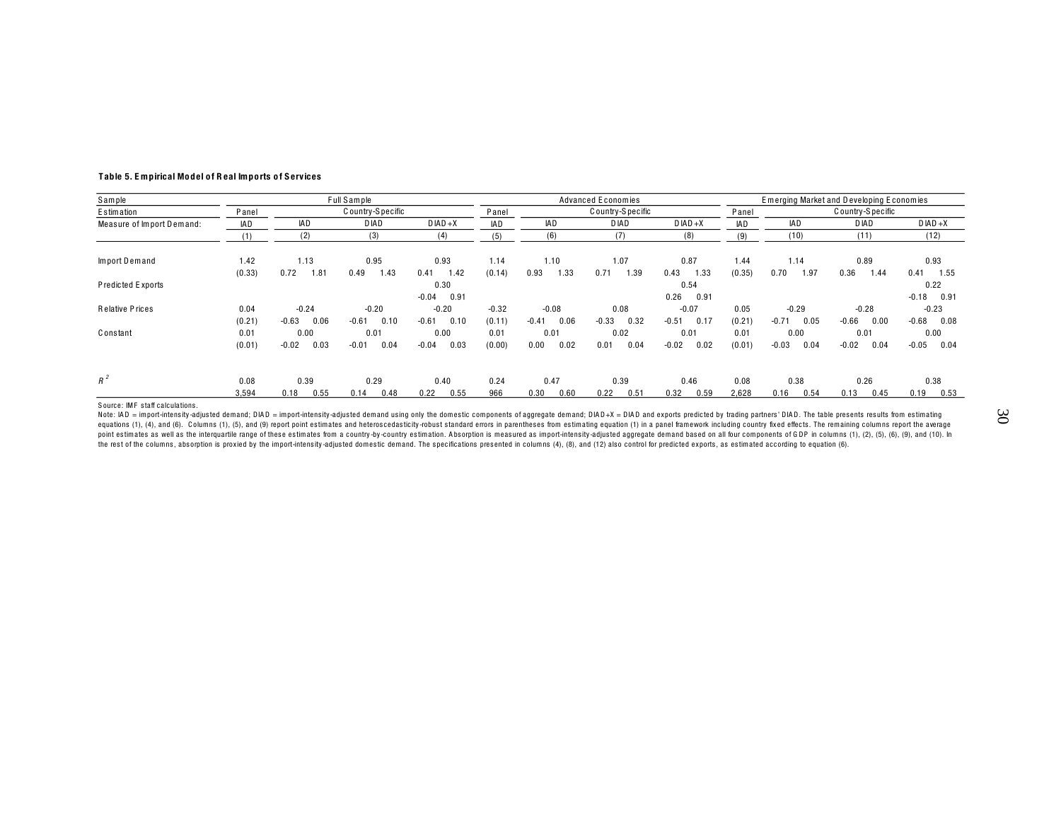**Table 5. Empirical Model of Real Imports of Services**

| Sample | Full Sample | | | | | | | Advanced Economies | | | | | | | Emerging Market and Developing Economies | | | | | | |
|---|---|---|---|---|---|---|---|---|---|---|---|---|---|---|---|---|---|---|---|---|---|
| Estimation | Panel | Country-Specific | | | | | | Panel | Country-Specific | | | | | | Panel | Country-Specific | | | | | |
| Measure of Import Demand: | IAD | IAD | | DIAD | | DIAD+X | | IAD | IAD | | DIAD | | DIAD+X | | IAD | IAD | | DIAD | | DIAD+X | |
| | (1) | (2) | | (3) | | (4) | | (5) | (6) | | (7) | | (8) | | (9) | (10) | | (11) | | (12) | |
| Import Demand | 1.42 | 1.13 | | 0.95 | | 0.93 | | 1.14 | 1.10 | | 1.07 | | 0.87 | | 1.44 | 1.14 | | 0.89 | | 0.93 | |
| | (0.33) | 0.72 | 1.81 | 0.49 | 1.43 | 0.41 | 1.42 | (0.14) | 0.93 | 1.33 | 0.71 | 1.39 | 0.43 | 1.33 | (0.35) | 0.70 | 1.97 | 0.36 | 1.44 | 0.41 | 1.55 |
| Predicted Exports | | | | | | 0.30 | | | | | | | 0.54 | | | | | | | 0.22 | |
| | | | | | | -0.04 | 0.91 | | | | | | 0.26 | 0.91 | | | | | | -0.18 | 0.91 |
| Relative Prices | 0.04 | -0.24 | | -0.20 | | -0.20 | | -0.32 | -0.08 | | 0.08 | | -0.07 | | 0.05 | -0.29 | | -0.28 | | -0.23 | |
| | (0.21) | -0.63 | 0.06 | -0.61 | 0.10 | -0.61 | 0.10 | (0.11) | -0.41 | 0.06 | -0.33 | 0.32 | -0.51 | 0.17 | (0.21) | -0.71 | 0.05 | -0.66 | 0.00 | -0.68 | 0.08 |
| Constant | 0.01 | 0.00 | | 0.01 | | 0.00 | | 0.01 | 0.01 | | 0.02 | | 0.01 | | 0.01 | 0.00 | | 0.01 | | 0.00 | |
| | (0.01) | -0.02 | 0.03 | -0.01 | 0.04 | -0.04 | 0.03 | (0.00) | 0.00 | 0.02 | 0.01 | 0.04 | -0.02 | 0.02 | (0.01) | -0.03 | 0.04 | -0.02 | 0.04 | -0.05 | 0.04 |
| $R^2$ | 0.08 | 0.39 | | 0.29 | | 0.40 | | 0.24 | 0.47 | | 0.39 | | 0.46 | | 0.08 | 0.38 | | 0.26 | | 0.38 | |
| | 3,594 | 0.18 | 0.55 | 0.14 | 0.48 | 0.22 | 0.55 | 966 | 0.30 | 0.60 | 0.22 | 0.51 | 0.32 | 0.59 | 2,628 | 0.16 | 0.54 | 0.13 | 0.45 | 0.19 | 0.53 |

Source: IMF staff calculations.

Note: IAD = import-intensity-adjusted demand; DIAD = import-intensity-adjusted demand using only the domestic components of aggregate demand; DIAD+X = DIAD and exports predicted by trading partners' DIAD. The table presents results from estimating equations (1), (4), and (6). Columns (1), (5), and (9) report point estimates and heteroscedasticity-robust standard errors in parentheses from estimating equation (1) in a panel framework including country fixed effects. The remaining columns report the average point estimates as well as the interquartile range of these estimates from a country-by-country estimation. Absorption is measured as import-intensity-adjusted aggregate demand based on all four components of GDP in columns (1), (2), (5), (6), (9), and (10). In the rest of the columns, absorption is proxied by the import-intensity-adjusted domestic demand. The specifications presented in columns (4), (8), and (12) also control for predicted exports, as estimated according to equation (6).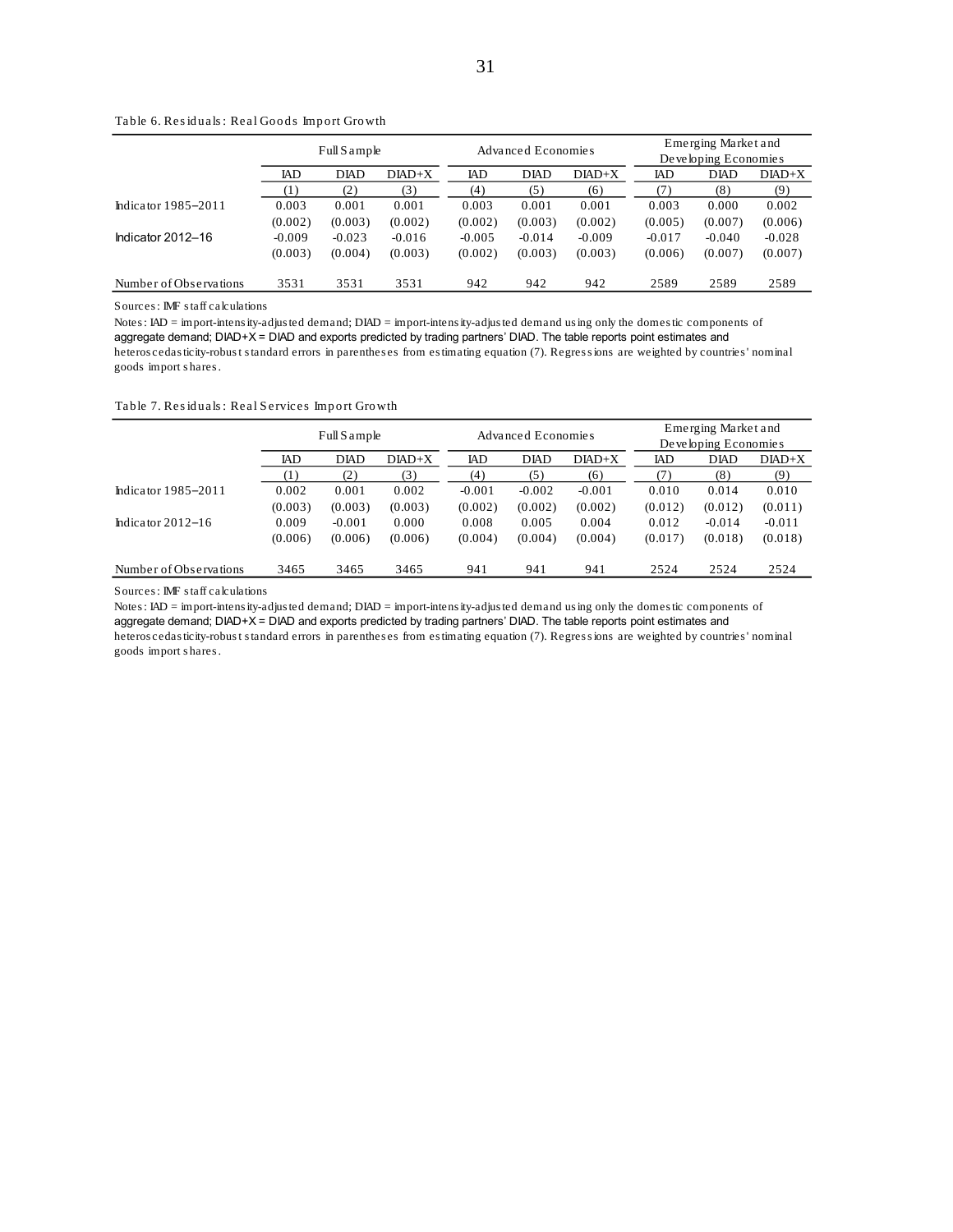Table 6. Residuals: Real Goods Import Growth

| | Full Sample | | | Advanced Economies | | | Emerging Market and Developing Economies | | |
|---|---|---|---|---|---|---|---|---|---|
| | IAD | DIAD | DIAD+X | IAD | DIAD | DIAD+X | IAD | DIAD | DIAD+X |
| | (1) | (2) | (3) | (4) | (5) | (6) | (7) | (8) | (9) |
| Indicator 1985–2011 | 0.003 | 0.001 | 0.001 | 0.003 | 0.001 | 0.001 | 0.003 | 0.000 | 0.002 |
| | (0.002) | (0.003) | (0.002) | (0.002) | (0.003) | (0.002) | (0.005) | (0.007) | (0.006) |
| Indicator 2012–16 | -0.009 | -0.023 | -0.016 | -0.005 | -0.014 | -0.009 | -0.017 | -0.040 | -0.028 |
| | (0.003) | (0.004) | (0.003) | (0.002) | (0.003) | (0.003) | (0.006) | (0.007) | (0.007) |
| Number of Observations | 3531 | 3531 | 3531 | 942 | 942 | 942 | 2589 | 2589 | 2589 |

Sources: IMF staff calculations

Notes: IAD = import-intensity-adjusted demand; DIAD = import-intensity-adjusted demand using only the domestic components of aggregate demand; DIAD+X = DIAD and exports predicted by trading partners' DIAD. The table reports point estimates and heteroscedasticity-robust standard errors in parentheses from estimating equation (7). Regressions are weighted by countries' nominal goods import shares.

Table 7. Residuals: Real Services Import Growth

| | Full Sample | | | Advanced Economies | | | Emerging Market and Developing Economies | | |
|---|---|---|---|---|---|---|---|---|---|
| | IAD | DIAD | DIAD+X | IAD | DIAD | DIAD+X | IAD | DIAD | DIAD+X |
| | (1) | (2) | (3) | (4) | (5) | (6) | (7) | (8) | (9) |
| Indicator 1985–2011 | 0.002 | 0.001 | 0.002 | -0.001 | -0.002 | -0.001 | 0.010 | 0.014 | 0.010 |
| | (0.003) | (0.003) | (0.003) | (0.002) | (0.002) | (0.002) | (0.012) | (0.012) | (0.011) |
| Indicator 2012–16 | 0.009 | -0.001 | 0.000 | 0.008 | 0.005 | 0.004 | 0.012 | -0.014 | -0.011 |
| | (0.006) | (0.006) | (0.006) | (0.004) | (0.004) | (0.004) | (0.017) | (0.018) | (0.018) |
| Number of Observations | 3465 | 3465 | 3465 | 941 | 941 | 941 | 2524 | 2524 | 2524 |

Sources: IMF staff calculations

Notes: IAD = import-intensity-adjusted demand; DIAD = import-intensity-adjusted demand using only the domestic components of aggregate demand; DIAD+X = DIAD and exports predicted by trading partners' DIAD. The table reports point estimates and heteroscedasticity-robust standard errors in parentheses from estimating equation (7). Regressions are weighted by countries' nominal goods import shares.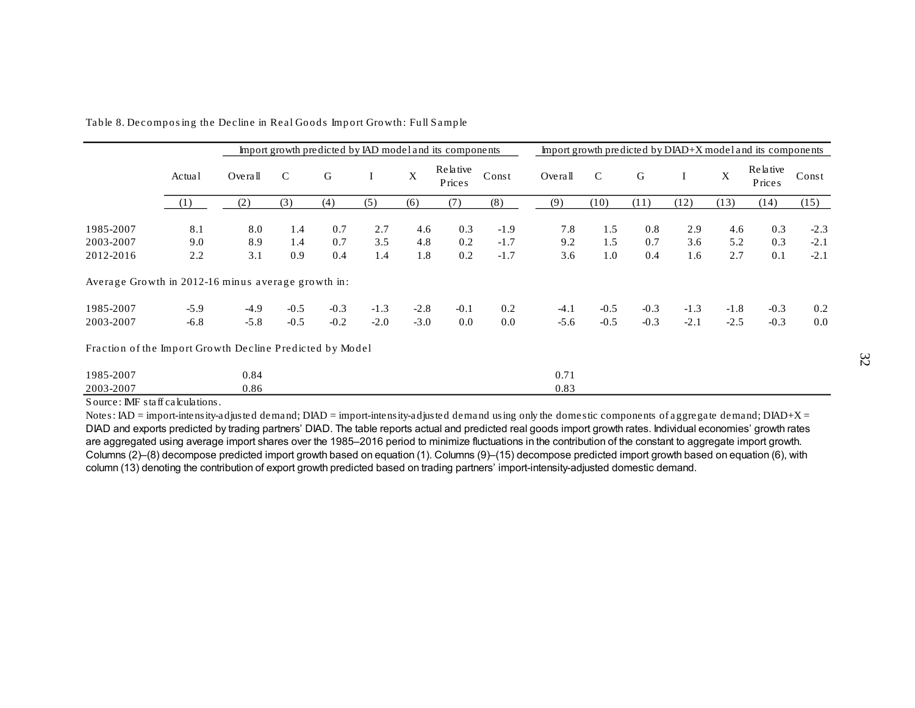Table 8. Decomposing the Decline in Real Goods Import Growth: Full Sample

| | Actual | Import growth predicted by IAD model and its components | | | | | | | Import growth predicted by DIAD+X model and its components | | | | | | |
|---|---|---|---|---|---|---|---|---|---|---|---|---|---|---|---|
| | | Overall | C | G | I | X | Relative Prices | Const | Overall | C | G | I | X | Relative Prices | Const |
| | (1) | (2) | (3) | (4) | (5) | (6) | (7) | (8) | (9) | (10) | (11) | (12) | (13) | (14) | (15) |
| 1985-2007 | 8.1 | 8.0 | 1.4 | 0.7 | 2.7 | 4.6 | 0.3 | -1.9 | 7.8 | 1.5 | 0.8 | 2.9 | 4.6 | 0.3 | -2.3 |
| 2003-2007 | 9.0 | 8.9 | 1.4 | 0.7 | 3.5 | 4.8 | 0.2 | -1.7 | 9.2 | 1.5 | 0.7 | 3.6 | 5.2 | 0.3 | -2.1 |
| 2012-2016 | 2.2 | 3.1 | 0.9 | 0.4 | 1.4 | 1.8 | 0.2 | -1.7 | 3.6 | 1.0 | 0.4 | 1.6 | 2.7 | 0.1 | -2.1 |
| Average Growth in 2012-16 minus average growth in: | | | | | | | | | | | | | | | |
| 1985-2007 | -5.9 | -4.9 | -0.5 | -0.3 | -1.3 | -2.8 | -0.1 | 0.2 | -4.1 | -0.5 | -0.3 | -1.3 | -1.8 | -0.3 | 0.2 |
| 2003-2007 | -6.8 | -5.8 | -0.5 | -0.2 | -2.0 | -3.0 | 0.0 | 0.0 | -5.6 | -0.5 | -0.3 | -2.1 | -2.5 | -0.3 | 0.0 |
| Fraction of the Import Growth Decline Predicted by Model | | | | | | | | | | | | | | | |
| 1985-2007 | | 0.84 | | | | | | | 0.71 | | | | | | |
| 2003-2007 | | 0.86 | | | | | | | 0.83 | | | | | | |

Source: IMF staff calculations.

Notes: IAD = import-intensity-adjusted demand; DIAD = import-intensity-adjusted demand using only the domestic components of aggregate demand; DIAD+X = DIAD and exports predicted by trading partners' DIAD. The table reports actual and predicted real goods import growth rates. Individual economies' growth rates are aggregated using average import shares over the 1985–2016 period to minimize fluctuations in the contribution of the constant to aggregate import growth. Columns (2)–(8) decompose predicted import growth based on equation (1). Columns (9)–(15) decompose predicted import growth based on equation (6), with column (13) denoting the contribution of export growth predicted based on trading partners' import-intensity-adjusted domestic demand.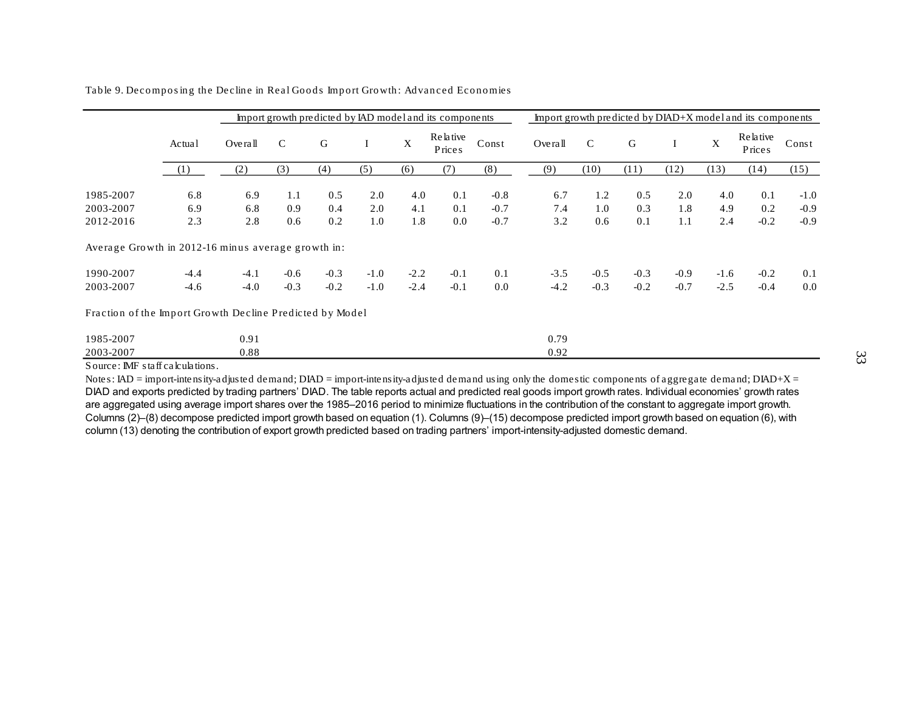Table 9. Decomposing the Decline in Real Goods Import Growth: Advanced Economies

| | Actual | Import growth predicted by IAD model and its components | | | | | | | Import growth predicted by DIAD+X model and its components | | | | | | |
|---|---|---|---|---|---|---|---|---|---|---|---|---|---|---|---|
| | | Overall | C | G | I | X | Relative Prices | Const | Overall | C | G | I | X | Relative Prices | Const |
| | (1) | (2) | (3) | (4) | (5) | (6) | (7) | (8) | (9) | (10) | (11) | (12) | (13) | (14) | (15) |
| 1985-2007 | 6.8 | 6.9 | 1.1 | 0.5 | 2.0 | 4.0 | 0.1 | -0.8 | 6.7 | 1.2 | 0.5 | 2.0 | 4.0 | 0.1 | -1.0 |
| 2003-2007 | 6.9 | 6.8 | 0.9 | 0.4 | 2.0 | 4.1 | 0.1 | -0.7 | 7.4 | 1.0 | 0.3 | 1.8 | 4.9 | 0.2 | -0.9 |
| 2012-2016 | 2.3 | 2.8 | 0.6 | 0.2 | 1.0 | 1.8 | 0.0 | -0.7 | 3.2 | 0.6 | 0.1 | 1.1 | 2.4 | -0.2 | -0.9 |
| Average Growth in 2012-16 minus average growth in: | | | | | | | | | | | | | | | |
| 1990-2007 | -4.4 | -4.1 | -0.6 | -0.3 | -1.0 | -2.2 | -0.1 | 0.1 | -3.5 | -0.5 | -0.3 | -0.9 | -1.6 | -0.2 | 0.1 |
| 2003-2007 | -4.6 | -4.0 | -0.3 | -0.2 | -1.0 | -2.4 | -0.1 | 0.0 | -4.2 | -0.3 | -0.2 | -0.7 | -2.5 | -0.4 | 0.0 |
| Fraction of the Import Growth Decline Predicted by Model | | | | | | | | | | | | | | | |
| 1985-2007 | | 0.91 | | | | | | | 0.79 | | | | | | |
| 2003-2007 | | 0.88 | | | | | | | 0.92 | | | | | | |

Source: IMF staff calculations.

Notes: IAD = import-intensity-adjusted demand; DIAD = import-intensity-adjusted demand using only the domestic components of aggregate demand; DIAD+X = DIAD and exports predicted by trading partners' DIAD. The table reports actual and predicted real goods import growth rates. Individual economies' growth rates are aggregated using average import shares over the 1985–2016 period to minimize fluctuations in the contribution of the constant to aggregate import growth. Columns (2)–(8) decompose predicted import growth based on equation (1). Columns (9)–(15) decompose predicted import growth based on equation (6), with column (13) denoting the contribution of export growth predicted based on trading partners' import-intensity-adjusted domestic demand.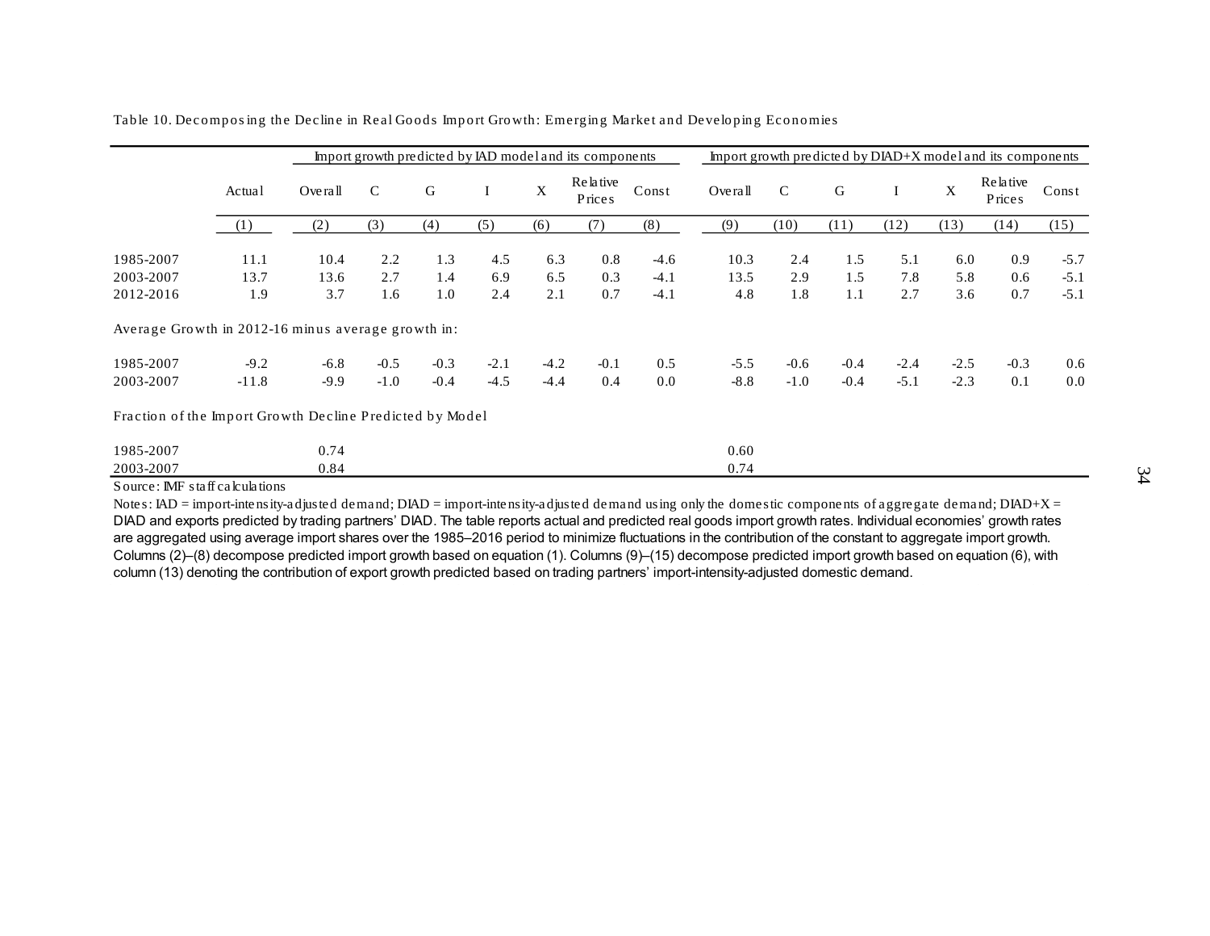Table 10. Decomposing the Decline in Real Goods Import Growth: Emerging Market and Developing Economies

| | Actual | Import growth predicted by IAD model and its components | | | | | | | Import growth predicted by DIAD+X model and its components | | | | | | |
|---|---|---|---|---|---|---|---|---|---|---|---|---|---|---|---|
| | | Overall | C | G | I | X | Relative Prices | Const | Overall | C | G | I | X | Relative Prices | Const |
| | (1) | (2) | (3) | (4) | (5) | (6) | (7) | (8) | (9) | (10) | (11) | (12) | (13) | (14) | (15) |
| 1985-2007 | 11.1 | 10.4 | 2.2 | 1.3 | 4.5 | 6.3 | 0.8 | -4.6 | 10.3 | 2.4 | 1.5 | 5.1 | 6.0 | 0.9 | -5.7 |
| 2003-2007 | 13.7 | 13.6 | 2.7 | 1.4 | 6.9 | 6.5 | 0.3 | -4.1 | 13.5 | 2.9 | 1.5 | 7.8 | 5.8 | 0.6 | -5.1 |
| 2012-2016 | 1.9 | 3.7 | 1.6 | 1.0 | 2.4 | 2.1 | 0.7 | -4.1 | 4.8 | 1.8 | 1.1 | 2.7 | 3.6 | 0.7 | -5.1 |
| Average Growth in 2012-16 minus average growth in: | | | | | | | | | | | | | | | |
| 1985-2007 | -9.2 | -6.8 | -0.5 | -0.3 | -2.1 | -4.2 | -0.1 | 0.5 | -5.5 | -0.6 | -0.4 | -2.4 | -2.5 | -0.3 | 0.6 |
| 2003-2007 | -11.8 | -9.9 | -1.0 | -0.4 | -4.5 | -4.4 | 0.4 | 0.0 | -8.8 | -1.0 | -0.4 | -5.1 | -2.3 | 0.1 | 0.0 |
| Fraction of the Import Growth Decline Predicted by Model | | | | | | | | | | | | | | | |
| 1985-2007 | | 0.74 | | | | | | | 0.60 | | | | | | |
| 2003-2007 | | 0.84 | | | | | | | 0.74 | | | | | | |

Source: IMF staff calculations

Notes: IAD = import-intensity-adjusted demand; DIAD = import-intensity-adjusted demand using only the domestic components of aggregate demand; DIAD+X = DIAD and exports predicted by trading partners' DIAD. The table reports actual and predicted real goods import growth rates. Individual economies' growth rates are aggregated using average import shares over the 1985–2016 period to minimize fluctuations in the contribution of the constant to aggregate import growth. Columns (2)–(8) decompose predicted import growth based on equation (1). Columns (9)–(15) decompose predicted import growth based on equation (6), with column (13) denoting the contribution of export growth predicted based on trading partners' import-intensity-adjusted domestic demand.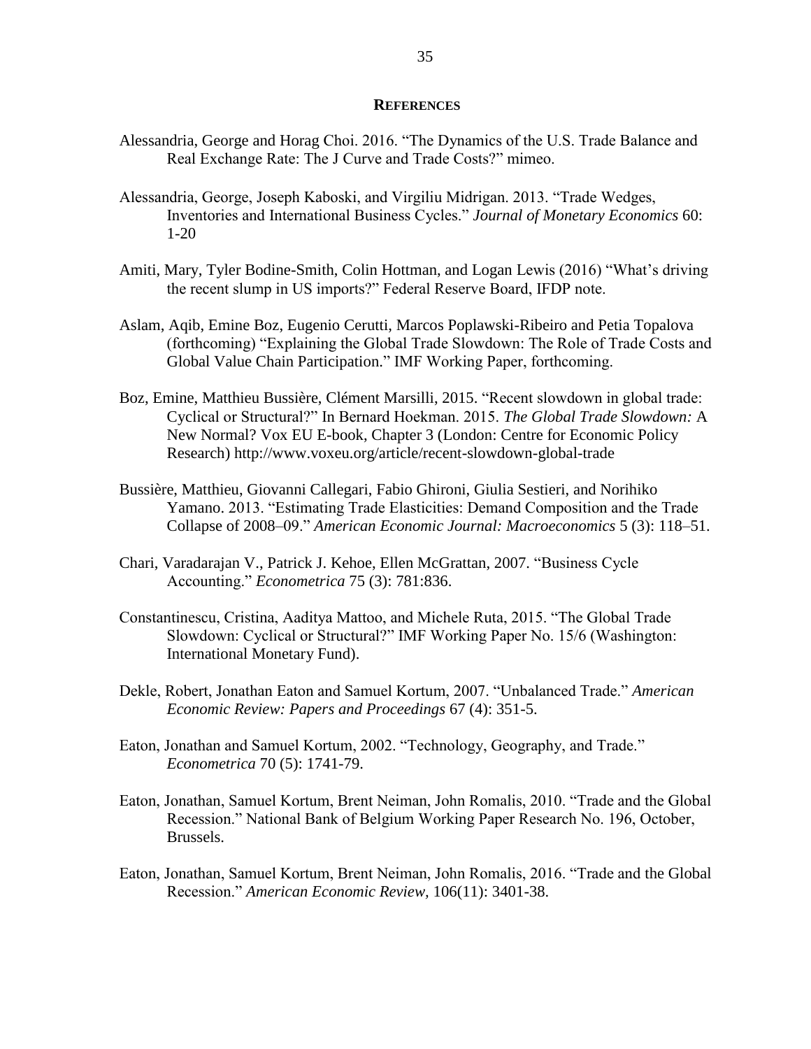## REFERENCES

Alessandria, George and Horag Choi. 2016. "The Dynamics of the U.S. Trade Balance and Real Exchange Rate: The J Curve and Trade Costs?" mimeo.

Alessandria, George, Joseph Kaboski, and Virgiliu Midrigan. 2013. "Trade Wedges, Inventories and International Business Cycles." *Journal of Monetary Economics* 60: 1-20

Amiti, Mary, Tyler Bodine-Smith, Colin Hottman, and Logan Lewis (2016) "What's driving the recent slump in US imports?" Federal Reserve Board, IFDP note.

Aslam, Aqib, Emine Boz, Eugenio Cerutti, Marcos Poplawski-Ribeiro and Petia Topalova (forthcoming) "Explaining the Global Trade Slowdown: The Role of Trade Costs and Global Value Chain Participation." IMF Working Paper, forthcoming.

Boz, Emine, Matthieu Bussière, Clément Marsilli, 2015. "Recent slowdown in global trade: Cyclical or Structural?" In Bernard Hoekman. 2015. *The Global Trade Slowdown:* A New Normal? Vox EU E-book, Chapter 3 (London: Centre for Economic Policy Research) http://www.voxeu.org/article/recent-slowdown-global-trade

Bussière, Matthieu, Giovanni Callegari, Fabio Ghironi, Giulia Sestieri, and Norihiko Yamano. 2013. "Estimating Trade Elasticities: Demand Composition and the Trade Collapse of 2008–09." *American Economic Journal: Macroeconomics* 5 (3): 118–51.

Chari, Varadarajan V., Patrick J. Kehoe, Ellen McGrattan, 2007. "Business Cycle Accounting." *Econometrica* 75 (3): 781:836.

Constantinescu, Cristina, Aaditya Mattoo, and Michele Ruta, 2015. "The Global Trade Slowdown: Cyclical or Structural?" IMF Working Paper No. 15/6 (Washington: International Monetary Fund).

Dekle, Robert, Jonathan Eaton and Samuel Kortum, 2007. "Unbalanced Trade." *American Economic Review: Papers and Proceedings* 67 (4): 351-5.

Eaton, Jonathan and Samuel Kortum, 2002. "Technology, Geography, and Trade." *Econometrica* 70 (5): 1741-79.

Eaton, Jonathan, Samuel Kortum, Brent Neiman, John Romalis, 2010. "Trade and the Global Recession." National Bank of Belgium Working Paper Research No. 196, October, Brussels.

Eaton, Jonathan, Samuel Kortum, Brent Neiman, John Romalis, 2016. "Trade and the Global Recession." *American Economic Review,* 106(11): 3401-38.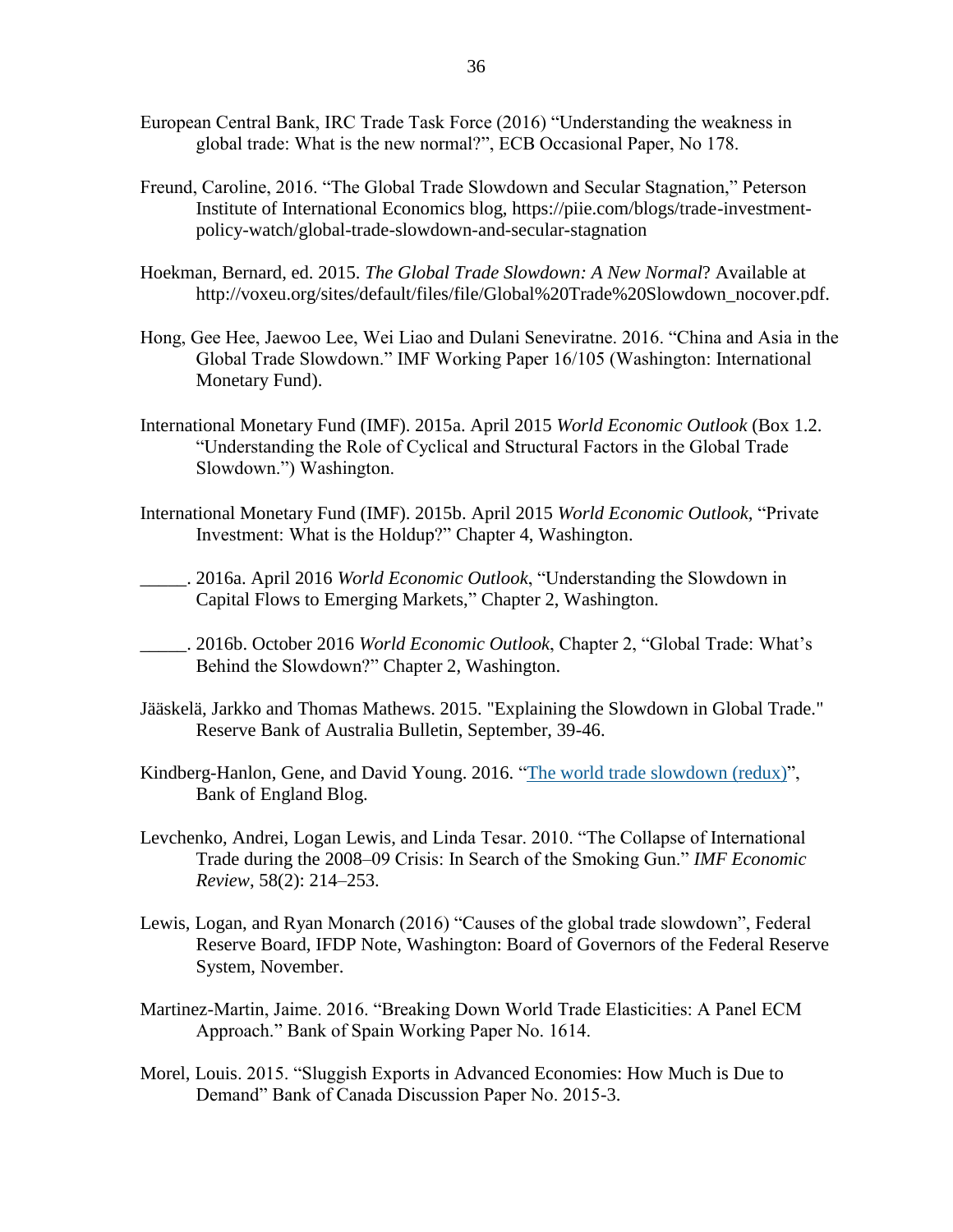European Central Bank, IRC Trade Task Force (2016) “Understanding the weakness in global trade: What is the new normal?”, ECB Occasional Paper, No 178.

Freund, Caroline, 2016. “The Global Trade Slowdown and Secular Stagnation,” Peterson Institute of International Economics blog, https://piie.com/blogs/trade-investment-policy-watch/global-trade-slowdown-and-secular-stagnation

Hoekman, Bernard, ed. 2015. *The Global Trade Slowdown: A New Normal*? Available at http://voxeu.org/sites/default/files/file/Global%20Trade%20Slowdown_nocover.pdf.

Hong, Gee Hee, Jaewoo Lee, Wei Liao and Dulani Seneviratne. 2016. “China and Asia in the Global Trade Slowdown.” IMF Working Paper 16/105 (Washington: International Monetary Fund).

International Monetary Fund (IMF). 2015a. April 2015 *World Economic Outlook* (Box 1.2. “Understanding the Role of Cyclical and Structural Factors in the Global Trade Slowdown.”) Washington.

International Monetary Fund (IMF). 2015b. April 2015 *World Economic Outlook*, “Private Investment: What is the Holdup?” Chapter 4, Washington.

_____. 2016a. April 2016 *World Economic Outlook*, “Understanding the Slowdown in Capital Flows to Emerging Markets,” Chapter 2, Washington.

_____. 2016b. October 2016 *World Economic Outlook*, Chapter 2, “Global Trade: What’s Behind the Slowdown?” Chapter 2, Washington.

Jääskelä, Jarkko and Thomas Mathews. 2015. "Explaining the Slowdown in Global Trade." Reserve Bank of Australia Bulletin, September, 39-46.

Kindberg-Hanlon, Gene, and David Young. 2016. “The world trade slowdown (redux)”, Bank of England Blog.

Levchenko, Andrei, Logan Lewis, and Linda Tesar. 2010. “The Collapse of International Trade during the 2008–09 Crisis: In Search of the Smoking Gun.” *IMF Economic Review*, 58(2): 214–253.

Lewis, Logan, and Ryan Monarch (2016) “Causes of the global trade slowdown”, Federal Reserve Board, IFDP Note, Washington: Board of Governors of the Federal Reserve System, November.

Martinez-Martin, Jaime. 2016. “Breaking Down World Trade Elasticities: A Panel ECM Approach.” Bank of Spain Working Paper No. 1614.

Morel, Louis. 2015. “Sluggish Exports in Advanced Economies: How Much is Due to Demand” Bank of Canada Discussion Paper No. 2015-3.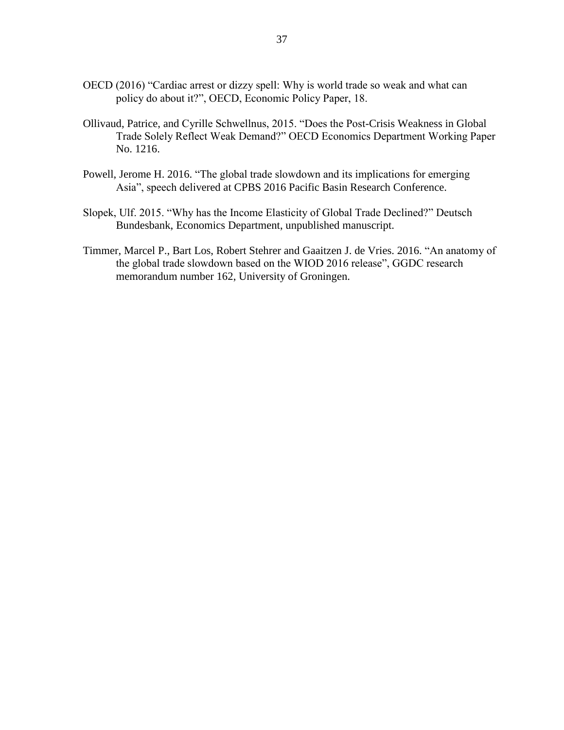OECD (2016) "Cardiac arrest or dizzy spell: Why is world trade so weak and what can policy do about it?", OECD, Economic Policy Paper, 18.

Ollivaud, Patrice, and Cyrille Schwellnus, 2015. "Does the Post-Crisis Weakness in Global Trade Solely Reflect Weak Demand?" OECD Economics Department Working Paper No. 1216.

Powell, Jerome H. 2016. "The global trade slowdown and its implications for emerging Asia", speech delivered at CPBS 2016 Pacific Basin Research Conference.

Slopek, Ulf. 2015. "Why has the Income Elasticity of Global Trade Declined?" Deutsch Bundesbank, Economics Department, unpublished manuscript.

Timmer, Marcel P., Bart Los, Robert Stehrer and Gaaitzen J. de Vries. 2016. "An anatomy of the global trade slowdown based on the WIOD 2016 release", GGDC research memorandum number 162, University of Groningen.